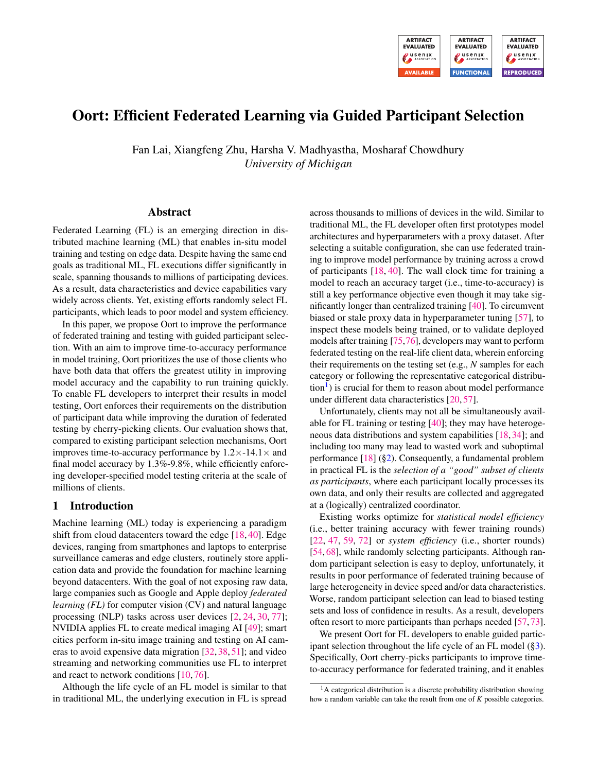# Oort: Efficient Federated Learning via Guided Participant Selection

Fan Lai, Xiangfeng Zhu, Harsha V. Madhyastha, Mosharaf Chowdhury
*University of Michigan*

## Abstract

Federated Learning (FL) is an emerging direction in distributed machine learning (ML) that enables in-situ model training and testing on edge data. Despite having the same end goals as traditional ML, FL executions differ significantly in scale, spanning thousands to millions of participating devices. As a result, data characteristics and device capabilities vary widely across clients. Yet, existing efforts randomly select FL participants, which leads to poor model and system efficiency.

In this paper, we propose Oort to improve the performance of federated training and testing with guided participant selection. With an aim to improve time-to-accuracy performance in model training, Oort prioritizes the use of those clients who have both data that offers the greatest utility in improving model accuracy and the capability to run training quickly. To enable FL developers to interpret their results in model testing, Oort enforces their requirements on the distribution of participant data while improving the duration of federated testing by cherry-picking clients. Our evaluation shows that, compared to existing participant selection mechanisms, Oort improves time-to-accuracy performance by 1.2×-14.1× and final model accuracy by 1.3%-9.8%, while efficiently enforcing developer-specified model testing criteria at the scale of millions of clients.

## 1 Introduction

Machine learning (ML) today is experiencing a paradigm shift from cloud datacenters toward the edge [18, 40]. Edge devices, ranging from smartphones and laptops to enterprise surveillance cameras and edge clusters, routinely store application data and provide the foundation for machine learning beyond datacenters. With the goal of not exposing raw data, large companies such as Google and Apple deploy *federated learning (FL)* for computer vision (CV) and natural language processing (NLP) tasks across user devices [2, 24, 30, 77]; NVIDIA applies FL to create medical imaging AI [49]; smart cities perform in-situ image training and testing on AI cameras to avoid expensive data migration [32, 38, 51]; and video streaming and networking communities use FL to interpret and react to network conditions [10, 76].

Although the life cycle of an FL model is similar to that in traditional ML, the underlying execution in FL is spread across thousands to millions of devices in the wild. Similar to traditional ML, the FL developer often first prototypes model architectures and hyperparameters with a proxy dataset. After selecting a suitable configuration, she can use federated training to improve model performance by training across a crowd of participants [18, 40]. The wall clock time for training a model to reach an accuracy target (i.e., time-to-accuracy) is still a key performance objective even though it may take significantly longer than centralized training [40]. To circumvent biased or stale proxy data in hyperparameter tuning [57], to inspect these models being trained, or to validate deployed models after training [75, 76], developers may want to perform federated testing on the real-life client data, wherein enforcing their requirements on the testing set (e.g., $N$ samples for each category or following the representative categorical distribution[1]) is crucial for them to reason about model performance under different data characteristics [20, 57].

Unfortunately, clients may not all be simultaneously available for FL training or testing [40]; they may have heterogeneous data distributions and system capabilities [18, 34]; and including too many may lead to wasted work and suboptimal performance [18] (§2). Consequently, a fundamental problem in practical FL is the *selection of a "good" subset of clients as participants*, where each participant locally processes its own data, and only their results are collected and aggregated at a (logically) centralized coordinator.

Existing works optimize for *statistical model efficiency* (i.e., better training accuracy with fewer training rounds) [22, 47, 59, 72] or *system efficiency* (i.e., shorter rounds) [54, 68], while randomly selecting participants. Although random participant selection is easy to deploy, unfortunately, it results in poor performance of federated training because of large heterogeneity in device speed and/or data characteristics. Worse, random participant selection can lead to biased testing sets and loss of confidence in results. As a result, developers often resort to more participants than perhaps needed [57, 73].

We present Oort for FL developers to enable guided participant selection throughout the life cycle of an FL model (§3). Specifically, Oort cherry-picks participants to improve time-to-accuracy performance for federated training, and it enables

[1] A categorical distribution is a discrete probability distribution showing how a random variable can take the result from one of $K$ possible categories.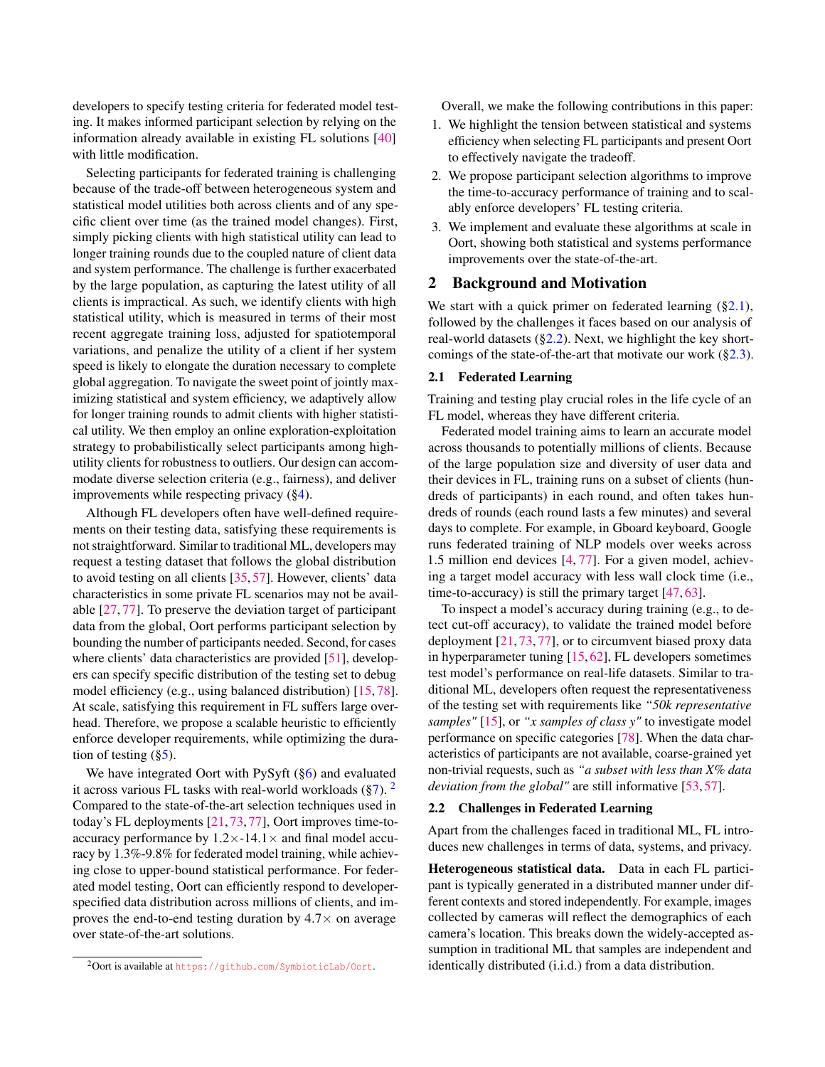developers to specify testing criteria for federated model testing. It makes informed participant selection by relying on the information already available in existing FL solutions [40] with little modification.

Selecting participants for federated training is challenging because of the trade-off between heterogeneous system and statistical model utilities both across clients and of any specific client over time (as the trained model changes). First, simply picking clients with high statistical utility can lead to longer training rounds due to the coupled nature of client data and system performance. The challenge is further exacerbated by the large population, as capturing the latest utility of all clients is impractical. As such, we identify clients with high statistical utility, which is measured in terms of their most recent aggregate training loss, adjusted for spatiotemporal variations, and penalize the utility of a client if her system speed is likely to elongate the duration necessary to complete global aggregation. To navigate the sweet point of jointly maximizing statistical and system efficiency, we adaptively allow for longer training rounds to admit clients with higher statistical utility. We then employ an online exploration-exploitation strategy to probabilistically select participants among high-utility clients for robustness to outliers. Our design can accommodate diverse selection criteria (e.g., fairness), and deliver improvements while respecting privacy (§4).

Although FL developers often have well-defined requirements on their testing data, satisfying these requirements is not straightforward. Similar to traditional ML, developers may request a testing dataset that follows the global distribution to avoid testing on all clients [35, 57]. However, clients' data characteristics in some private FL scenarios may not be available [27, 77]. To preserve the deviation target of participant data from the global, Oort performs participant selection by bounding the number of participants needed. Second, for cases where clients' data characteristics are provided [51], developers can specify specific distribution of the testing set to debug model efficiency (e.g., using balanced distribution) [15, 78]. At scale, satisfying this requirement in FL suffers large overhead. Therefore, we propose a scalable heuristic to efficiently enforce developer requirements, while optimizing the duration of testing (§5).

We have integrated Oort with PySyft (§6) and evaluated it across various FL tasks with real-world workloads (§7). [2] Compared to the state-of-the-art selection techniques used in today's FL deployments [21, 73, 77], Oort improves time-to-accuracy performance by 1.2×-14.1× and final model accuracy by 1.3%-9.8% for federated model training, while achieving close to upper-bound statistical performance. For federated model testing, Oort can efficiently respond to developer-specified data distribution across millions of clients, and improves the end-to-end testing duration by 4.7× on average over state-of-the-art solutions.

[2] Oort is available at https://github.com/SymbioticLab/Oort.

Overall, we make the following contributions in this paper:

1. We highlight the tension between statistical and systems efficiency when selecting FL participants and present Oort to effectively navigate the tradeoff.
2. We propose participant selection algorithms to improve the time-to-accuracy performance of training and to scalably enforce developers' FL testing criteria.
3. We implement and evaluate these algorithms at scale in Oort, showing both statistical and systems performance improvements over the state-of-the-art.

## 2 Background and Motivation

We start with a quick primer on federated learning (§2.1), followed by the challenges it faces based on our analysis of real-world datasets (§2.2). Next, we highlight the key shortcomings of the state-of-the-art that motivate our work (§2.3).

### 2.1 Federated Learning

Training and testing play crucial roles in the life cycle of an FL model, whereas they have different criteria.

Federated model training aims to learn an accurate model across thousands to potentially millions of clients. Because of the large population size and diversity of user data and their devices in FL, training runs on a subset of clients (hundreds of participants) in each round, and often takes hundreds of rounds (each round lasts a few minutes) and several days to complete. For example, in Gboard keyboard, Google runs federated training of NLP models over weeks across 1.5 million end devices [4, 77]. For a given model, achieving a target model accuracy with less wall clock time (i.e., time-to-accuracy) is still the primary target [47, 63].

To inspect a model's accuracy during training (e.g., to detect cut-off accuracy), to validate the trained model before deployment [21, 73, 77], or to circumvent biased proxy data in hyperparameter tuning [15, 62], FL developers sometimes test model's performance on real-life datasets. Similar to traditional ML, developers often request the representativeness of the testing set with requirements like *"50k representative samples"* [15], or *"x samples of class y"* to investigate model performance on specific categories [78]. When the data characteristics of participants are not available, coarse-grained yet non-trivial requests, such as *"a subset with less than X% data deviation from the global"* are still informative [53, 57].

### 2.2 Challenges in Federated Learning

Apart from the challenges faced in traditional ML, FL introduces new challenges in terms of data, systems, and privacy.

**Heterogeneous statistical data.** Data in each FL participant is typically generated in a distributed manner under different contexts and stored independently. For example, images collected by cameras will reflect the demographics of each camera's location. This breaks down the widely-accepted assumption in traditional ML that samples are independent and identically distributed (i.i.d.) from a data distribution.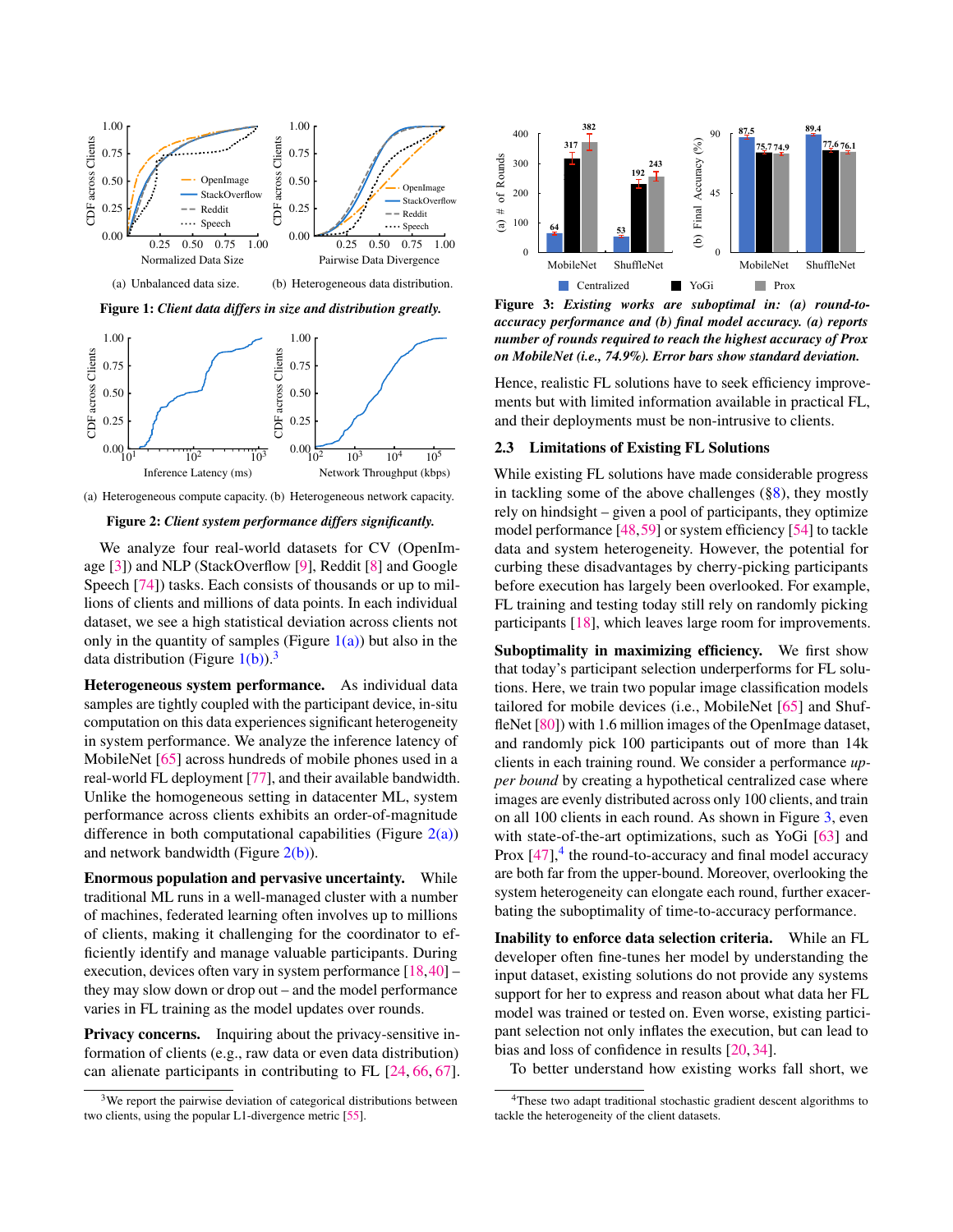(a) Unbalanced data size. (b) Heterogeneous data distribution.

**Figure 1:** *Client data differs in size and distribution greatly.*

(a) Heterogeneous compute capacity. (b) Heterogeneous network capacity.

**Figure 2:** *Client system performance differs significantly.*

We analyze four real-world datasets for CV (OpenImage [3]) and NLP (StackOverflow [9], Reddit [8] and Google Speech [74]) tasks. Each consists of thousands or up to millions of clients and millions of data points. In each individual dataset, we see a high statistical deviation across clients not only in the quantity of samples (Figure 1(a)) but also in the data distribution (Figure 1(b)).[3]

**Heterogeneous system performance.** As individual data samples are tightly coupled with the participant device, in-situ computation on this data experiences significant heterogeneity in system performance. We analyze the inference latency of MobileNet [65] across hundreds of mobile phones used in a real-world FL deployment [77], and their available bandwidth. Unlike the homogeneous setting in datacenter ML, system performance across clients exhibits an order-of-magnitude difference in both computational capabilities (Figure 2(a)) and network bandwidth (Figure 2(b)).

**Enormous population and pervasive uncertainty.** While traditional ML runs in a well-managed cluster with a number of machines, federated learning often involves up to millions of clients, making it challenging for the coordinator to efficiently identify and manage valuable participants. During execution, devices often vary in system performance [18, 40] – they may slow down or drop out – and the model performance varies in FL training as the model updates over rounds.

**Privacy concerns.** Inquiring about the privacy-sensitive information of clients (e.g., raw data or even data distribution) can alienate participants in contributing to FL [24, 66, 67].

[3] We report the pairwise deviation of categorical distributions between two clients, using the popular L1-divergence metric [55].

**Figure 3:** ***Existing works are suboptimal in: (a) round-to-accuracy performance and (b) final model accuracy. (a) reports number of rounds required to reach the highest accuracy of Prox on MobileNet (i.e., 74.9%). Error bars show standard deviation.***

Hence, realistic FL solutions have to seek efficiency improvements but with limited information available in practical FL, and their deployments must be non-intrusive to clients.

## 2.3 Limitations of Existing FL Solutions

While existing FL solutions have made considerable progress in tackling some of the above challenges (§8), they mostly rely on hindsight – given a pool of participants, they optimize model performance [48, 59] or system efficiency [54] to tackle data and system heterogeneity. However, the potential for curbing these disadvantages by cherry-picking participants before execution has largely been overlooked. For example, FL training and testing today still rely on randomly picking participants [18], which leaves large room for improvements.

**Suboptimality in maximizing efficiency.** We first show that today's participant selection underperforms for FL solutions. Here, we train two popular image classification models tailored for mobile devices (i.e., MobileNet [65] and ShuffleNet [80]) with 1.6 million images of the OpenImage dataset, and randomly pick 100 participants out of more than 14k clients in each training round. We consider a performance *upper bound* by creating a hypothetical centralized case where images are evenly distributed across only 100 clients, and train on all 100 clients in each round. As shown in Figure 3, even with state-of-the-art optimizations, such as YoGi [63] and Prox [47],[4] the round-to-accuracy and final model accuracy are both far from the upper-bound. Moreover, overlooking the system heterogeneity can elongate each round, further exacerbating the suboptimality of time-to-accuracy performance.

**Inability to enforce data selection criteria.** While an FL developer often fine-tunes her model by understanding the input dataset, existing solutions do not provide any systems support for her to express and reason about what data her FL model was trained or tested on. Even worse, existing participant selection not only inflates the execution, but can lead to bias and loss of confidence in results [20, 34].

To better understand how existing works fall short, we

[4] These two adapt traditional stochastic gradient algorithms to tackle the heterogeneity of the client datasets.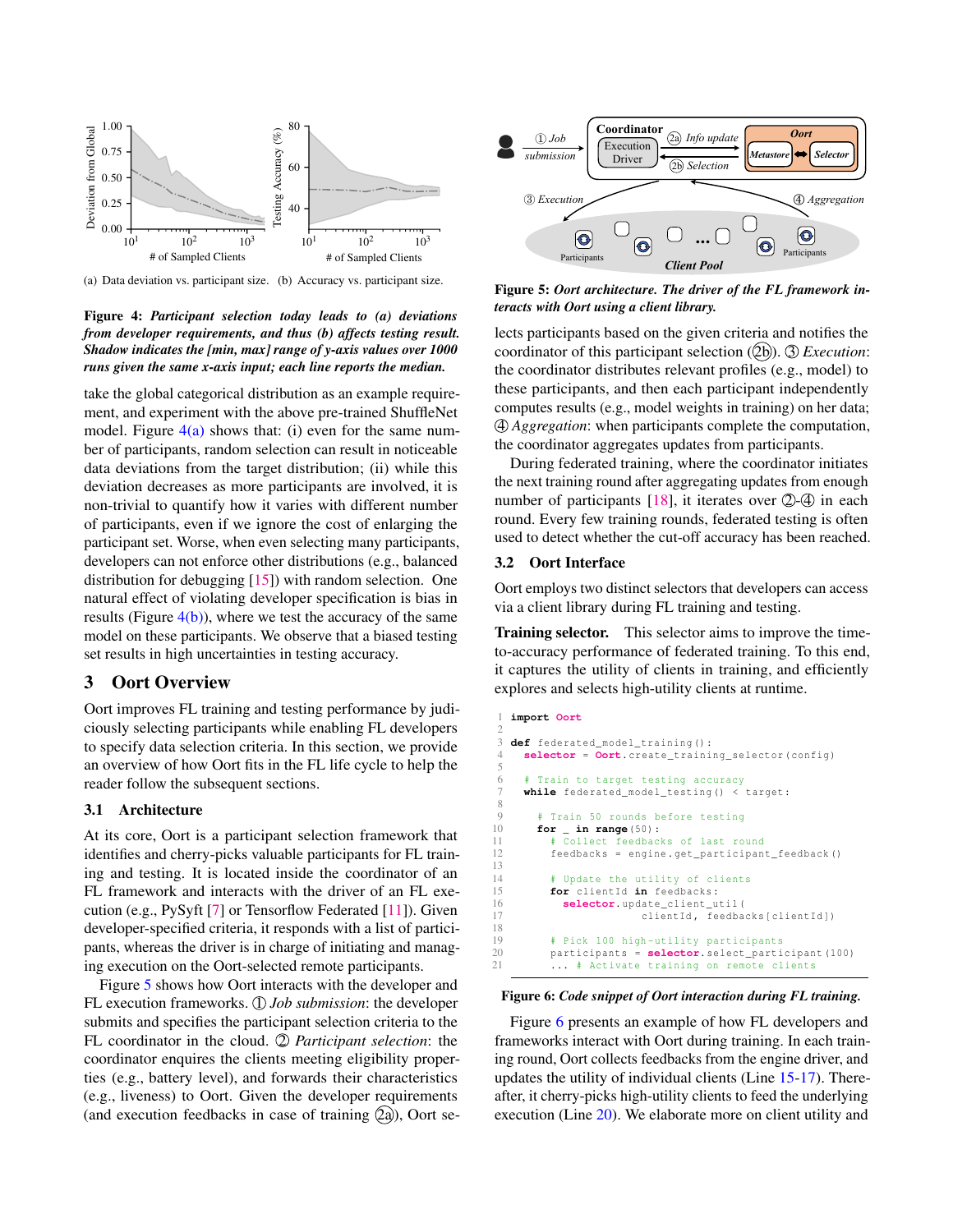(a) Data deviation vs. participant size. (b) Accuracy vs. participant size.

**Figure 4:** ***Participant selection today leads to (a) deviations from developer requirements, and thus (b) affects testing result. Shadow indicates the [min, max] range of y-axis values over 1000 runs given the same x-axis input; each line reports the median.***

take the global categorical distribution as an example requirement, and experiment with the above pre-trained ShuffleNet model. Figure 4(a) shows that: (i) even for the same number of participants, random selection can result in noticeable data deviations from the target distribution; (ii) while this deviation decreases as more participants are involved, it is non-trivial to quantify how it varies with different number of participants, even if we ignore the cost of enlarging the participant set. Worse, when even selecting many participants, developers can not enforce other distributions (e.g., balanced distribution for debugging [15]) with random selection. One natural effect of violating developer specification is bias in results (Figure 4(b)), where we test the accuracy of the same model on these participants. We observe that a biased testing set results in high uncertainties in testing accuracy.

## 3 Oort Overview

Oort improves FL training and testing performance by judiciously selecting participants while enabling FL developers to specify data selection criteria. In this section, we provide an overview of how Oort fits in the FL life cycle to help the reader follow the subsequent sections.

### 3.1 Architecture

At its core, Oort is a participant selection framework that identifies and cherry-picks valuable participants for FL training and testing. It is located inside the coordinator of an FL framework and interacts with the driver of an FL execution (e.g., PySyft [7] or Tensorflow Federated [11]). Given developer-specified criteria, it responds with a list of participants, whereas the driver is in charge of initiating and managing execution on the Oort-selected remote participants.

Figure 5 shows how Oort interacts with the developer and FL execution frameworks. ① *Job submission*: the developer submits and specifies the participant selection criteria to the FL coordinator in the cloud. ② *Participant selection*: the coordinator enquires the clients meeting eligibility properties (e.g., battery level), and forwards their characteristics (e.g., liveness) to Oort. Given the developer requirements (and execution feedbacks in case of training ②a), Oort selects participants based on the given criteria and notifies the coordinator of this participant selection (②b). ③ *Execution*: the coordinator distributes relevant profiles (e.g., model) to these participants, and then each participant independently computes results (e.g., model weights in training) on her data; ④ *Aggregation*: when participants complete the computation, the coordinator aggregates updates from participants.

**Figure 5:** ***Oort architecture. The driver of the FL framework interacts with Oort using a client library.***

During federated training, where the coordinator initiates the next training round after aggregating updates from enough number of participants [18], it iterates over ②-④ in each round. Every few training rounds, federated testing is often used to detect whether the cut-off accuracy has been reached.

### 3.2 Oort Interface

Oort employs two distinct selectors that developers can access via a client library during FL training and testing.

**Training selector.** This selector aims to improve the time-to-accuracy performance of federated training. To this end, it captures the utility of clients in training, and efficiently explores and selects high-utility clients at runtime.

```
import Oort

def federated_model_training():
  selector = Oort.create_training_selector(config)

  # Train to target testing accuracy
  while federated_model_testing() < target:

    # Train 50 rounds before testing
    for _ in range(50):
      # Collect feedbacks of last round
      feedbacks = engine.get_participant_feedback()

      # Update the utility of clients
      for clientId in feedbacks:
        selector.update_client_util(
              clientId, feedbacks[clientId])

      # Pick 100 high-utility participants
      participants = selector.select_participant(100)
      ... # Activate training on remote clients
```

**Figure 6:** ***Code snippet of Oort interaction during FL training.***

Figure 6 presents an example of how FL developers and frameworks interact with Oort during training. In each training round, Oort collects feedbacks from the engine driver, and updates the utility of individual clients (Line 15-17). Thereafter, it cherry-picks high-utility clients to feed the underlying execution (Line 20). We elaborate more on client utility and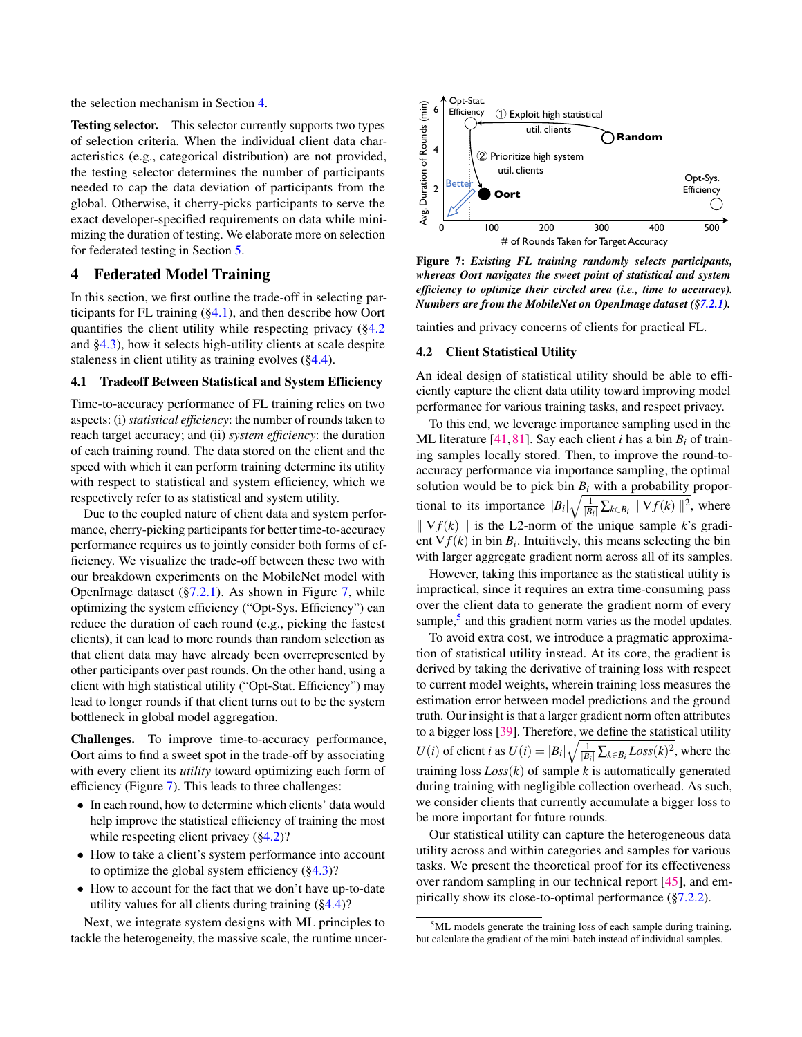the selection mechanism in Section 4.

**Testing selector.** This selector currently supports two types of selection criteria. When the individual client data characteristics (e.g., categorical distribution) are not provided, the testing selector determines the number of participants needed to cap the data deviation of participants from the global. Otherwise, it cherry-picks participants to serve the exact developer-specified requirements on data while minimizing the duration of testing. We elaborate more on selection for federated testing in Section 5.

# 4 Federated Model Training

In this section, we first outline the trade-off in selecting participants for FL training (§4.1), and then describe how Oort quantifies the client utility while respecting privacy (§4.2 and §4.3), how it selects high-utility clients at scale despite staleness in client utility as training evolves (§4.4).

## 4.1 Tradeoff Between Statistical and System Efficiency

Time-to-accuracy performance of FL training relies on two aspects: (i) *statistical efficiency*: the number of rounds taken to reach target accuracy; and (ii) *system efficiency*: the duration of each training round. The data stored on the client and the speed with which it can perform training determine its utility with respect to statistical and system efficiency, which we respectively refer to as statistical and system utility.

Due to the coupled nature of client data and system performance, cherry-picking participants for better time-to-accuracy performance requires us to jointly consider both forms of efficiency. We visualize the trade-off between these two with our breakdown experiments on the MobileNet model with OpenImage dataset (§7.2.1). As shown in Figure 7, while optimizing the system efficiency ("Opt-Sys. Efficiency") can reduce the duration of each round (e.g., picking the fastest clients), it can lead to more rounds than random selection as that client data may have already been overrepresented by other participants over past rounds. On the other hand, using a client with high statistical utility ("Opt-Stat. Efficiency") may lead to longer rounds if that client turns out to be the system bottleneck in global model aggregation.

**Challenges.** To improve time-to-accuracy performance, Oort aims to find a sweet spot in the trade-off by associating with every client its *utility* toward optimizing each form of efficiency (Figure 7). This leads to three challenges:

- In each round, how to determine which clients' data would help improve the statistical efficiency of training the most while respecting client privacy (§4.2)?
- How to take a client's system performance into account to optimize the global system efficiency (§4.3)?
- How to account for the fact that we don't have up-to-date utility values for all clients during training (§4.4)?

Next, we integrate system designs with ML principles to tackle the heterogeneity, the massive scale, the runtime uncertainties and privacy concerns of clients for practical FL.

**Figure 7:** ***Existing FL training randomly selects participants, whereas Oort navigates the sweet point of statistical and system efficiency to optimize their circled area (i.e., time to accuracy). Numbers are from the MobileNet on OpenImage dataset (§7.2.1).***

## 4.2 Client Statistical Utility

An ideal design of statistical utility should be able to efficiently capture the client data utility toward improving model performance for various training tasks, and respect privacy.

To this end, we leverage importance sampling used in the ML literature [41, 81]. Say each client $i$ has a bin $B_i$ of training samples locally stored. Then, to improve the round-to-accuracy performance via importance sampling, the optimal solution would be to pick bin $B_i$ with a probability proportional to its importance $|B_i|\sqrt{\frac{1}{|B_i|}\sum_{k\in B_i}\parallel \nabla f(k)\parallel^2}$, where $\parallel \nabla f(k)\parallel$ is the L2-norm of the unique sample $k$'s gradient $\nabla f(k)$ in bin $B_i$. Intuitively, this means selecting the bin with larger aggregate gradient norm across all of its samples.

However, taking this importance as the statistical utility is impractical, since it requires an extra time-consuming pass over the client data to generate the gradient norm of every sample,[5] and this gradient norm varies as the model updates.

To avoid extra cost, we introduce a pragmatic approximation of statistical utility instead. At its core, the gradient is derived by taking the derivative of training loss with respect to current model weights, wherein training loss measures the estimation error between model predictions and the ground truth. Our insight is that a larger gradient norm often attributes to a bigger loss [39]. Therefore, we define the statistical utility $U(i)$ of client $i$ as $U(i) = |B_i|\sqrt{\frac{1}{|B_i|}\sum_{k\in B_i} Loss(k)^2}$, where the training loss $Loss(k)$ of sample $k$ is automatically generated during training with negligible collection overhead. As such, we consider clients that currently accumulate a bigger loss to be more important for future rounds.

Our statistical utility can capture the heterogeneous data utility across and within categories and samples for various tasks. We present the theoretical proof for its effectiveness over random sampling in our technical report [45], and empirically show its close-to-optimal performance (§7.2.2).

[5] ML models generate the training loss of each sample during training, but calculate the gradient of the mini-batch instead of individual samples.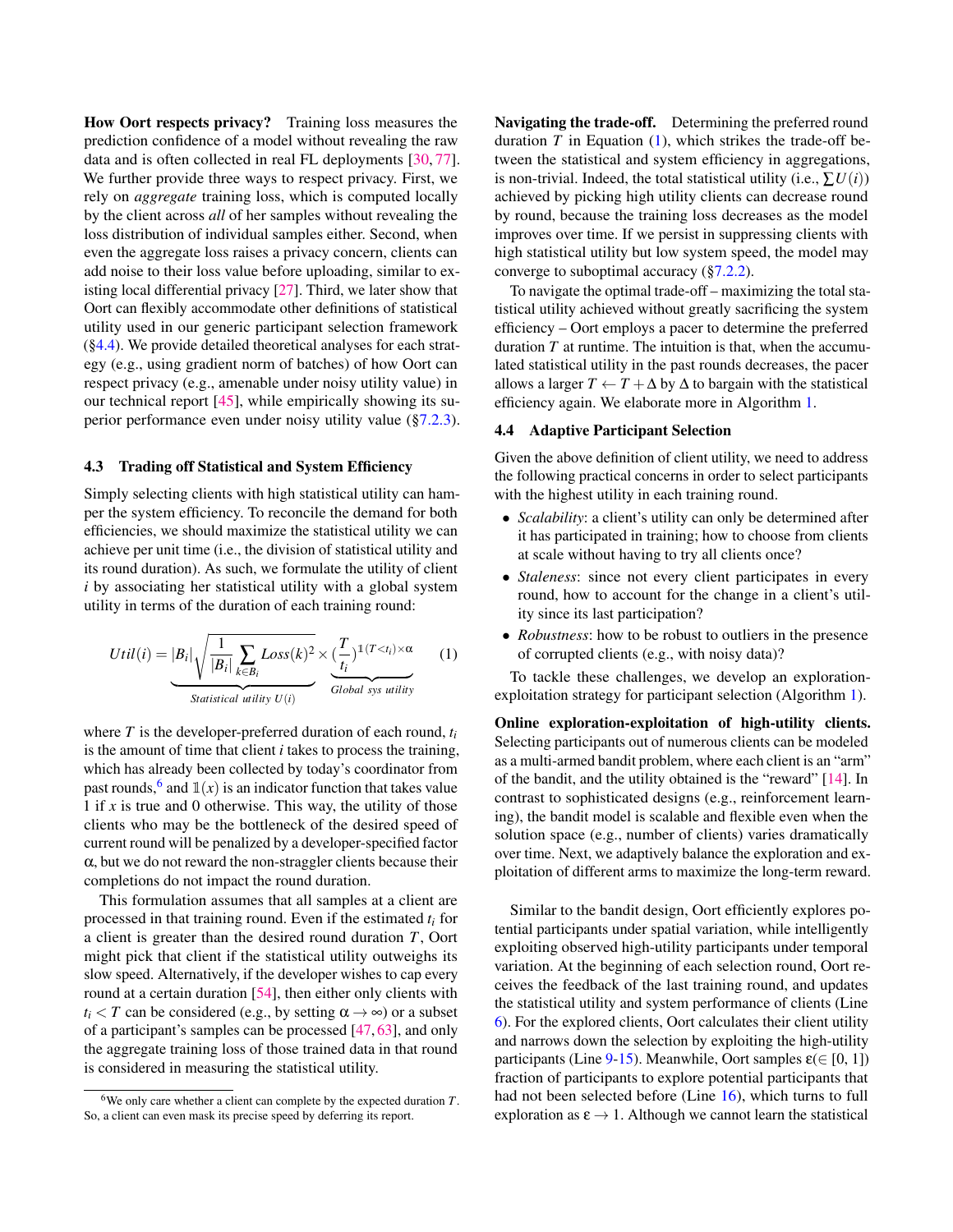**How Oort respects privacy?** Training loss measures the prediction confidence of a model without revealing the raw data and is often collected in real FL deployments [30, 77]. We further provide three ways to respect privacy. First, we rely on *aggregate* training loss, which is computed locally by the client across *all* of her samples without revealing the loss distribution of individual samples either. Second, when even the aggregate loss raises a privacy concern, clients can add noise to their loss value before uploading, similar to existing local differential privacy [27]. Third, we later show that Oort can flexibly accommodate other definitions of statistical utility used in our generic participant selection framework (§4.4). We provide detailed theoretical analyses for each strategy (e.g., using gradient norm of batches) of how Oort can respect privacy (e.g., amenable under noisy utility value) in our technical report [45], while empirically showing its superior performance even under noisy utility value (§7.2.3).

### 4.3 Trading off Statistical and System Efficiency

Simply selecting clients with high statistical utility can hamper the system efficiency. To reconcile the demand for both efficiencies, we should maximize the statistical utility we can achieve per unit time (i.e., the division of statistical utility and its round duration). As such, we formulate the utility of client $i$ by associating her statistical utility with a global system utility in terms of the duration of each training round:

$$Util(i) = \underbrace{|B_i|\sqrt{\frac{1}{|B_i|}\sum_{k \in B_i} Loss(k)^2}}_{Statistical\ utility\ U(i)} \times \underbrace{(\frac{T}{t_i})^{\mathbb{1}(T<t_i)\times\alpha}}_{Global\ sys\ utility} \quad (1)$$

where $T$ is the developer-preferred duration of each round, $t_i$ is the amount of time that client $i$ takes to process the training, which has already been collected by today's coordinator from past rounds,[6] and $\mathbb{1}(x)$ is an indicator function that takes value 1 if $x$ is true and 0 otherwise. This way, the utility of those clients who may be the bottleneck of the desired speed of current round will be penalized by a developer-specified factor $\alpha$, but we do not reward the non-straggler clients because their completions do not impact the round duration.

This formulation assumes that all samples at a client are processed in that training round. Even if the estimated $t_i$ for a client is greater than the desired round duration $T$, Oort might pick that client if the statistical utility outweighs its slow speed. Alternatively, if the developer wishes to cap every round at a certain duration [54], then either only clients with $t_i < T$ can be considered (e.g., by setting $\alpha \to \infty$) or a subset of a participant's samples can be processed [47, 63], and only the aggregate training loss of those trained data in that round is considered in measuring the statistical utility.

[6] We only care whether a client can complete by the expected duration $T$. So, a client can even mask its precise speed by deferring its report.

**Navigating the trade-off.** Determining the preferred round duration $T$ in Equation (1), which strikes the trade-off between the statistical and system efficiency in aggregations, is non-trivial. Indeed, the total statistical utility (i.e., $\sum U(i)$) achieved by picking high utility clients can decrease round by round, because the training loss decreases as the model improves over time. If we persist in suppressing clients with high statistical utility but low system speed, the model may converge to suboptimal accuracy (§7.2.2).

To navigate the optimal trade-off – maximizing the total statistical utility achieved without greatly sacrificing the system efficiency – Oort employs a pacer to determine the preferred duration $T$ at runtime. The intuition is that, when the accumulated statistical utility in the past rounds decreases, the pacer allows a larger $T \leftarrow T + \Delta$ by $\Delta$ to bargain with the statistical efficiency again. We elaborate more in Algorithm 1.

### 4.4 Adaptive Participant Selection

Given the above definition of client utility, we need to address the following practical concerns in order to select participants with the highest utility in each training round.

- *Scalability*: a client's utility can only be determined after it has participated in training; how to choose from clients at scale without having to try all clients once?
- *Staleness*: since not every client participates in every round, how to account for the change in a client's utility since its last participation?
- *Robustness*: how to be robust to outliers in the presence of corrupted clients (e.g., with noisy data)?

To tackle these challenges, we develop an exploration-exploitation strategy for participant selection (Algorithm 1).

**Online exploration-exploitation of high-utility clients.** Selecting participants out of numerous clients can be modeled as a multi-armed bandit problem, where each client is an "arm" of the bandit, and the utility obtained is the "reward" [14]. In contrast to sophisticated designs (e.g., reinforcement learning), the bandit model is scalable and flexible even when the solution space (e.g., number of clients) varies dramatically over time. Next, we adaptively balance the exploration and exploitation of different arms to maximize the long-term reward.

Similar to the bandit design, Oort efficiently explores potential participants under spatial variation, while intelligently exploiting observed high-utility participants under temporal variation. At the beginning of each selection round, Oort receives the feedback of the last training round, and updates the statistical utility and system performance of clients (Line 6). For the explored clients, Oort calculates their client utility and narrows down the selection by exploiting the high-utility participants (Line 9-15). Meanwhile, Oort samples $\epsilon (\in [0, 1])$ fraction of participants to explore potential participants that had not been selected before (Line 16), which turns to full exploration as $\epsilon \to 1$. Although we cannot learn the statistical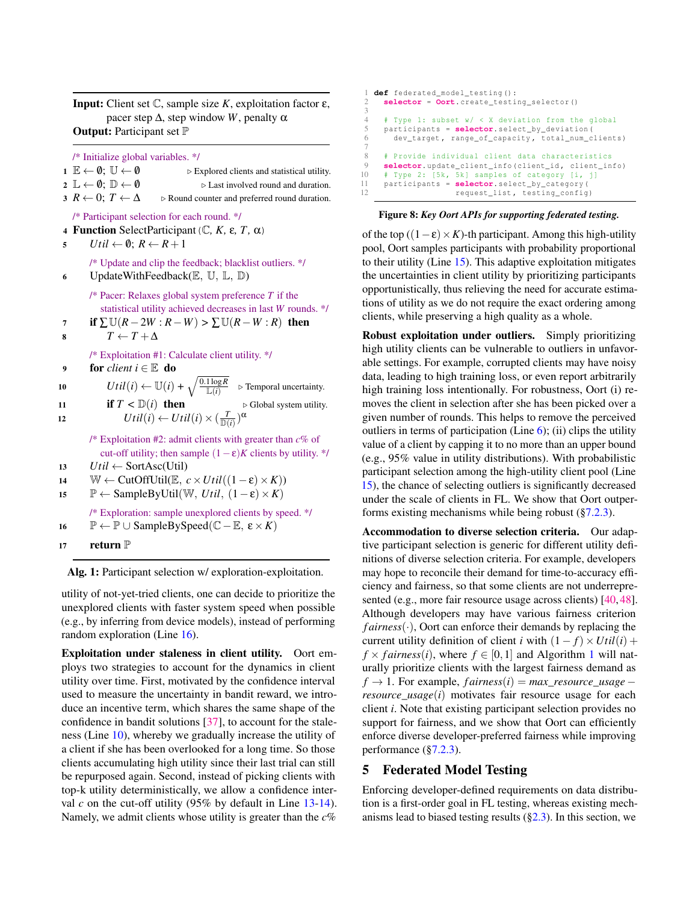**Input:** Client set $\mathbb{C}$, sample size $K$, exploitation factor $\varepsilon$, pacer step $\Delta$, step window $W$, penalty $\alpha$
**Output:** Participant set $\mathbb{P}$

```
   /* Initialize global variables. */
1  E ← ∅; U ← ∅                          ▷ Explored clients and statistical utility.
2  L ← ∅; D ← ∅                          ▷ Last involved round and duration.
3  R ← 0; T ← Δ                          ▷ Round counter and preferred round duration.
   /* Participant selection for each round. */
4  Function SelectParticipant(C, K, ε, T, α)
5      Util ← ∅; R ← R+1
       /* Update and clip the feedback; blacklist outliers. */
6      UpdateWithFeedback(E, U, L, D)
       /* Pacer: Relaxes global system preference T if the
          statistical utility achieved decreases in last W rounds. */
7      if ΣU(R−2W : R−W) > ΣU(R−W : R) then
8          T ← T + Δ
       /* Exploitation #1: Calculate client utility. */
9      for client i ∈ E do
10         Util(i) ← U(i) + sqrt(0.1 log R / L(i))      ▷ Temporal uncertainty.
11         if T < D(i) then                              ▷ Global system utility.
12             Util(i) ← Util(i) × (T / D(i))^α
       /* Exploitation #2: admit clients with greater than c% of
          cut-off utility; then sample (1−ε)K clients by utility. */
13     Util ← SortAsc(Util)
14     W ← CutOffUtil(E, c × Util((1−ε) × K))
15     P ← SampleByUtil(W, Util, (1−ε) × K)
       /* Exploration: sample unexplored clients by speed. */
16     P ← P ∪ SampleBySpeed(C − E, ε × K)
17     return P
```

Line 10: $Util(i) \leftarrow \mathbb{U}(i) + \sqrt{\frac{0.1 \log R}{\mathbb{L}(i)}}$; Line 12: $Util(i) \leftarrow Util(i) \times (\frac{T}{\mathbb{D}(i)})^{\alpha}$

**Alg. 1:** Participant selection w/ exploration-exploitation.

utility of not-yet-tried clients, one can decide to prioritize the unexplored clients with faster system speed when possible (e.g., by inferring from device models), instead of performing random exploration (Line 16).

**Exploitation under staleness in client utility.** Oort employs two strategies to account for the dynamics in client utility over time. First, motivated by the confidence interval used to measure the uncertainty in bandit reward, we introduce an incentive term, which shares the same shape of the confidence in bandit solutions [37], to account for the staleness (Line 10), whereby we gradually increase the utility of a client if she has been overlooked for a long time. So those clients accumulating high utility since their last trial can still be repurposed again. Second, instead of picking clients with top-k utility deterministically, we allow a confidence interval $c$ on the cut-off utility (95% by default in Line 13-14). Namely, we admit clients whose utility is greater than the $c$% of the top $((1-\varepsilon) \times K)$-th participant. Among this high-utility pool, Oort samples participants with probability proportional to their utility (Line 15). This adaptive exploitation mitigates the uncertainties in client utility by prioritizing participants opportunistically, thus relieving the need for accurate estimations of utility as we do not require the exact ordering among clients, while preserving a high quality as a whole.

**Robust exploitation under outliers.** Simply prioritizing high utility clients can be vulnerable to outliers in unfavorable settings. For example, corrupted clients may have noisy data, leading to high training loss, or even report arbitrarily high training loss intentionally. For robustness, Oort (i) removes the client in selection after she has been picked over a given number of rounds. This helps to remove the perceived outliers in terms of participation (Line 6); (ii) clips the utility value of a client by capping it to no more than an upper bound (e.g., 95% value in utility distributions). With probabilistic participant selection among the high-utility client pool (Line 15), the chance of selecting outliers is significantly decreased under the scale of clients in FL. We show that Oort outperforms existing mechanisms while being robust (§7.2.3).

**Accommodation to diverse selection criteria.** Our adaptive participant selection is generic for different utility definitions of diverse selection criteria. For example, developers may hope to reconcile their demand for time-to-accuracy efficiency and fairness, so that some clients are not underrepresented (e.g., more fair resource usage across clients) [40, 48]. Although developers may have various fairness criterion $fairness(\cdot)$, Oort can enforce their demands by replacing the current utility definition of client $i$ with $(1-f) \times Util(i) + f \times fairness(i)$, where $f \in [0,1]$ and Algorithm 1 will naturally prioritize clients with the largest fairness demand as $f \to 1$. For example, $fairness(i) = max\_resource\_usage - resource\_usage(i)$ motivates fair resource usage for each client $i$. Note that existing participant selection provides no support for fairness, and we show that Oort can efficiently enforce diverse developer-preferred fairness while improving performance (§7.2.3).

```
def federated_model_testing():
  selector = Oort.create_testing_selector()

  # Type 1: subset w/ < X deviation from the global
  participants = selector.select_by_deviation(
    dev_target, range_of_capacity, total_num_clients)

  # Provide individual client data characteristics
  selector.update_client_info(client_id, client_info)
  # Type 2: [5k, 5k] samples of category [i, j]
  participants = selector.select_by_category(
                  request_list, testing_config)
```

**Figure 8:** *Key Oort APIs for supporting federated testing.*

## 5 Federated Model Testing

Enforcing developer-defined requirements on data distribution is a first-order goal in FL testing, whereas existing mechanisms lead to biased testing results (§2.3). In this section, we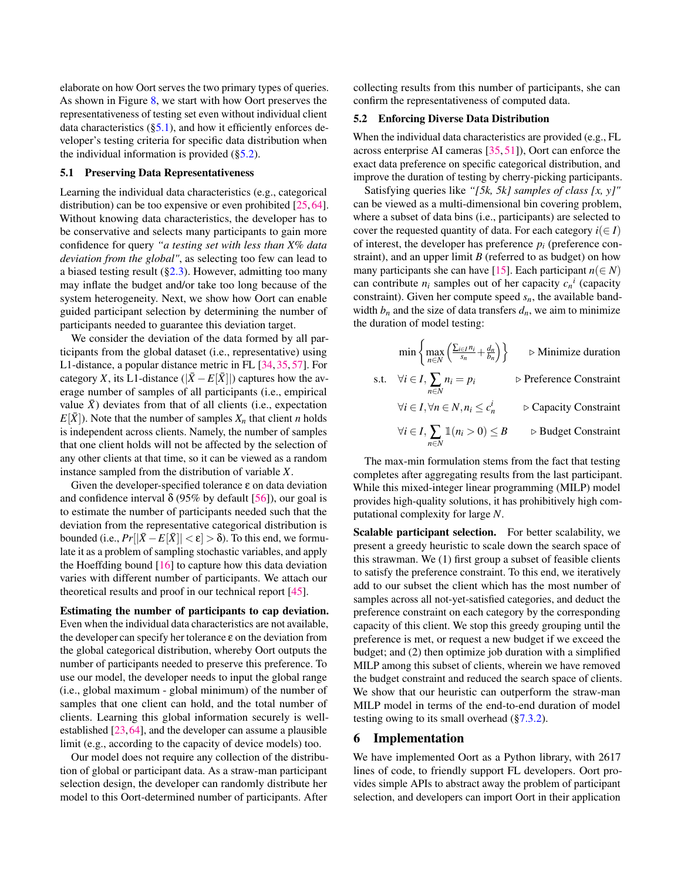elaborate on how Oort serves the two primary types of queries. As shown in Figure 8, we start with how Oort preserves the representativeness of testing set even without individual client data characteristics (§5.1), and how it efficiently enforces developer's testing criteria for specific data distribution when the individual information is provided (§5.2).

### 5.1 Preserving Data Representativeness

Learning the individual data characteristics (e.g., categorical distribution) can be too expensive or even prohibited [25, 64]. Without knowing data characteristics, the developer has to be conservative and selects many participants to gain more confidence for query *"a testing set with less than X% data deviation from the global"*, as selecting too few can lead to a biased testing result (§2.3). However, admitting too many may inflate the budget and/or take too long because of the system heterogeneity. Next, we show how Oort can enable guided participant selection by determining the number of participants needed to guarantee this deviation target.

We consider the deviation of the data formed by all participants from the global dataset (i.e., representative) using L1-distance, a popular distance metric in FL [34, 35, 57]. For category $X$, its L1-distance ($|\bar{X} - E[\bar{X}]|$) captures how the average number of samples of all participants (i.e., empirical value $\bar{X}$) deviates from that of all clients (i.e., expectation $E[\bar{X}]$). Note that the number of samples $X_n$ that client $n$ holds is independent across clients. Namely, the number of samples that one client holds will not be affected by the selection of any other clients at that time, so it can be viewed as a random instance sampled from the distribution of variable $X$.

Given the developer-specified tolerance $\varepsilon$ on data deviation and confidence interval $\delta$ (95% by default [56]), our goal is to estimate the number of participants needed such that the deviation from the representative categorical distribution is bounded (i.e., $Pr[|\bar{X} - E[\bar{X}]| < \varepsilon] > \delta$). To this end, we formulate it as a problem of sampling stochastic variables, and apply the Hoeffding bound [16] to capture how this data deviation varies with different number of participants. We attach our theoretical results and proof in our technical report [45].

**Estimating the number of participants to cap deviation.** Even when the individual data characteristics are not available, the developer can specify her tolerance $\varepsilon$ on the deviation from the global categorical distribution, whereby Oort outputs the number of participants needed to preserve this preference. To use our model, the developer needs to input the global range (i.e., global maximum - global minimum) of the number of samples that one client can hold, and the total number of clients. Learning this global information securely is well-established [23, 64], and the developer can assume a plausible limit (e.g., according to the capacity of device models) too.

Our model does not require any collection of the distribution of global or participant data. As a straw-man participant selection design, the developer can randomly distribute her model to this Oort-determined number of participants. After collecting results from this number of participants, she can confirm the representativeness of computed data.

### 5.2 Enforcing Diverse Data Distribution

When the individual data characteristics are provided (e.g., FL across enterprise AI cameras [35, 51]), Oort can enforce the exact data preference on specific categorical distribution, and improve the duration of testing by cherry-picking participants.

Satisfying queries like *"[5k, 5k] samples of class [x, y]"* can be viewed as a multi-dimensional bin covering problem, where a subset of data bins (i.e., participants) are selected to cover the requested quantity of data. For each category $i (\in I)$ of interest, the developer has preference $p_i$ (preference constraint), and an upper limit $B$ (referred to as budget) on how many participants she can have [15]. Each participant $n (\in N)$ can contribute $n_i$ samples out of her capacity ${c_n}^i$ (capacity constraint). Given her compute speed $s_n$, the available bandwidth $b_n$ and the size of data transfers $d_n$, we aim to minimize the duration of model testing:

$$
\begin{aligned}
& \min \left\{ \max_{n \in N} \left( \frac{\sum_{i \in I} n_i}{s_n} + \frac{d_n}{b_n} \right) \right\} && \triangleright \text{ Minimize duration} \\
\text{s.t.} \quad & \forall i \in I, \sum_{n \in N} n_i = p_i && \triangleright \text{ Preference Constraint} \\
& \forall i \in I, \forall n \in N, n_i \le c_n^i && \triangleright \text{ Capacity Constraint} \\
& \forall i \in I, \sum_{n \in N} \mathbb{1}(n_i > 0) \le B && \triangleright \text{ Budget Constraint}
\end{aligned}
$$

The max-min formulation stems from the fact that testing completes after aggregating results from the last participant. While this mixed-integer linear programming (MILP) model provides high-quality solutions, it has prohibitively high computational complexity for large $N$.

**Scalable participant selection.** For better scalability, we present a greedy heuristic to scale down the search space of this strawman. We (1) first group a subset of feasible clients to satisfy the preference constraint. To this end, we iteratively add to our subset the client which has the most number of samples across all not-yet-satisfied categories, and deduct the preference constraint on each category by the corresponding capacity of this client. We stop this greedy grouping until the preference is met, or request a new budget if we exceed the budget; and (2) then optimize job duration with a simplified MILP among this subset of clients, wherein we have removed the budget constraint and reduced the search space of clients. We show that our heuristic can outperform the straw-man MILP model in terms of the end-to-end duration of model testing owing to its small overhead (§7.3.2).

## 6 Implementation

We have implemented Oort as a Python library, with 2617 lines of code, to friendly support FL developers. Oort provides simple APIs to abstract away the problem of participant selection, and developers can import Oort in their application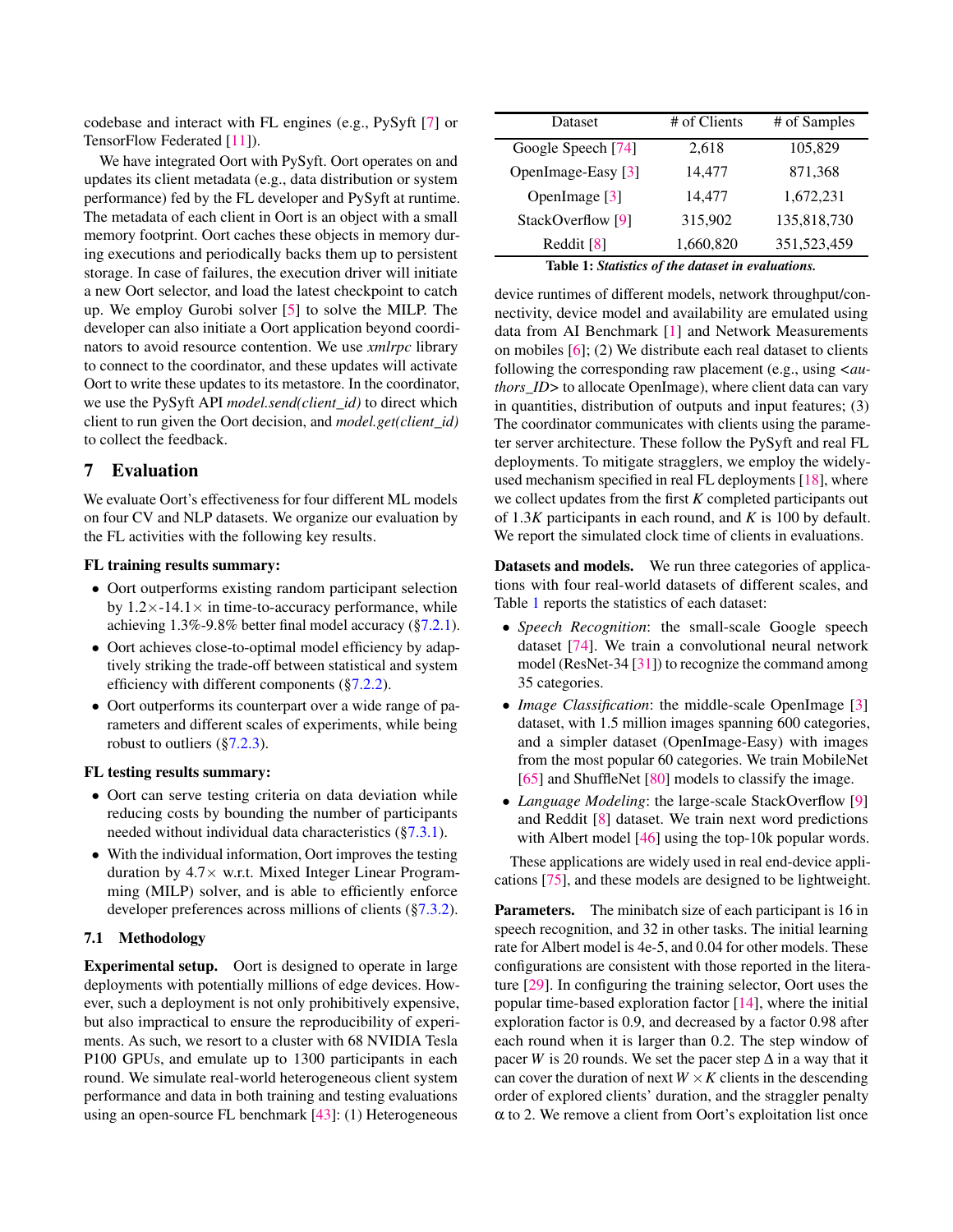codebase and interact with FL engines (e.g., PySyft [7] or TensorFlow Federated [11]).

We have integrated Oort with PySyft. Oort operates on and updates its client metadata (e.g., data distribution or system performance) fed by the FL developer and PySyft at runtime. The metadata of each client in Oort is an object with a small memory footprint. Oort caches these objects in memory during executions and periodically backs them up to persistent storage. In case of failures, the execution driver will initiate a new Oort selector, and load the latest checkpoint to catch up. We employ Gurobi solver [5] to solve the MILP. The developer can also initiate a Oort application beyond coordinators to avoid resource contention. We use *xmlrpc* library to connect to the coordinator, and these updates will activate Oort to write these updates to its metastore. In the coordinator, we use the PySyft API *model.send(client_id)* to direct which client to run given the Oort decision, and *model.get(client_id)* to collect the feedback.

## 7 Evaluation

We evaluate Oort's effectiveness for four different ML models on four CV and NLP datasets. We organize our evaluation by the FL activities with the following key results.

**FL training results summary:**

- Oort outperforms existing random participant selection by 1.2×-14.1× in time-to-accuracy performance, while achieving 1.3%-9.8% better final model accuracy (§7.2.1).
- Oort achieves close-to-optimal model efficiency by adaptively striking the trade-off between statistical and system efficiency with different components (§7.2.2).
- Oort outperforms its counterpart over a wide range of parameters and different scales of experiments, while being robust to outliers (§7.2.3).

**FL testing results summary:**

- Oort can serve testing criteria on data deviation while reducing costs by bounding the number of participants needed without individual data characteristics (§7.3.1).
- With the individual information, Oort improves the testing duration by 4.7× w.r.t. Mixed Integer Linear Programming (MILP) solver, and is able to efficiently enforce developer preferences across millions of clients (§7.3.2).

### 7.1 Methodology

**Experimental setup.** Oort is designed to operate in large deployments with potentially millions of edge devices. However, such a deployment is not only prohibitively expensive, but also impractical to ensure the reproducibility of experiments. As such, we resort to a cluster with 68 NVIDIA Tesla P100 GPUs, and emulate up to 1300 participants in each round. We simulate real-world heterogeneous client system performance and data in both training and testing evaluations using an open-source FL benchmark [43]: (1) Heterogeneous device runtimes of different models, network throughput/connectivity, device model and availability are emulated using data from AI Benchmark [1] and Network Measurements on mobiles [6]; (2) We distribute each real dataset to clients following the corresponding raw placement (e.g., using *<authors_ID>* to allocate OpenImage), where client data can vary in quantities, distribution of outputs and input features; (3) The coordinator communicates with clients using the parameter server architecture. These follow the PySyft and real FL deployments. To mitigate stragglers, we employ the widely-used mechanism specified in real FL deployments [18], where we collect updates from the first $K$ completed participants out of $1.3K$ participants in each round, and $K$ is 100 by default. We report the simulated clock time of clients in evaluations.

| Dataset | # of Clients | # of Samples |
|---|---|---|
| Google Speech [74] | 2,618 | 105,829 |
| OpenImage-Easy [3] | 14,477 | 871,368 |
| OpenImage [3] | 14,477 | 1,672,231 |
| StackOverflow [9] | 315,902 | 135,818,730 |
| Reddit [8] | 1,660,820 | 351,523,459 |

**Table 1:** ***Statistics of the dataset in evaluations.***

**Datasets and models.** We run three categories of applications with four real-world datasets of different scales, and Table 1 reports the statistics of each dataset:

- *Speech Recognition*: the small-scale Google speech dataset [74]. We train a convolutional neural network model (ResNet-34 [31]) to recognize the command among 35 categories.
- *Image Classification*: the middle-scale OpenImage [3] dataset, with 1.5 million images spanning 600 categories, and a simpler dataset (OpenImage-Easy) with images from the most popular 60 categories. We train MobileNet [65] and ShuffleNet [80] models to classify the image.
- *Language Modeling*: the large-scale StackOverflow [9] and Reddit [8] dataset. We train next word predictions with Albert model [46] using the top-10k popular words.

These applications are widely used in real end-device applications [75], and these models are designed to be lightweight.

**Parameters.** The minibatch size of each participant is 16 in speech recognition, and 32 in other tasks. The initial learning rate for Albert model is 4e-5, and 0.04 for other models. These configurations are consistent with those reported in the literature [29]. In configuring the training selector, Oort uses the popular time-based exploration factor [14], where the initial exploration factor is 0.9, and decreased by a factor 0.98 after each round when it is larger than 0.2. The step window of pacer $W$ is 20 rounds. We set the pacer step $\Delta$ in a way that it can cover the duration of next $W \times K$ clients in the descending order of explored clients' duration, and the straggler penalty $\alpha$ to 2. We remove a client from Oort's exploitation list once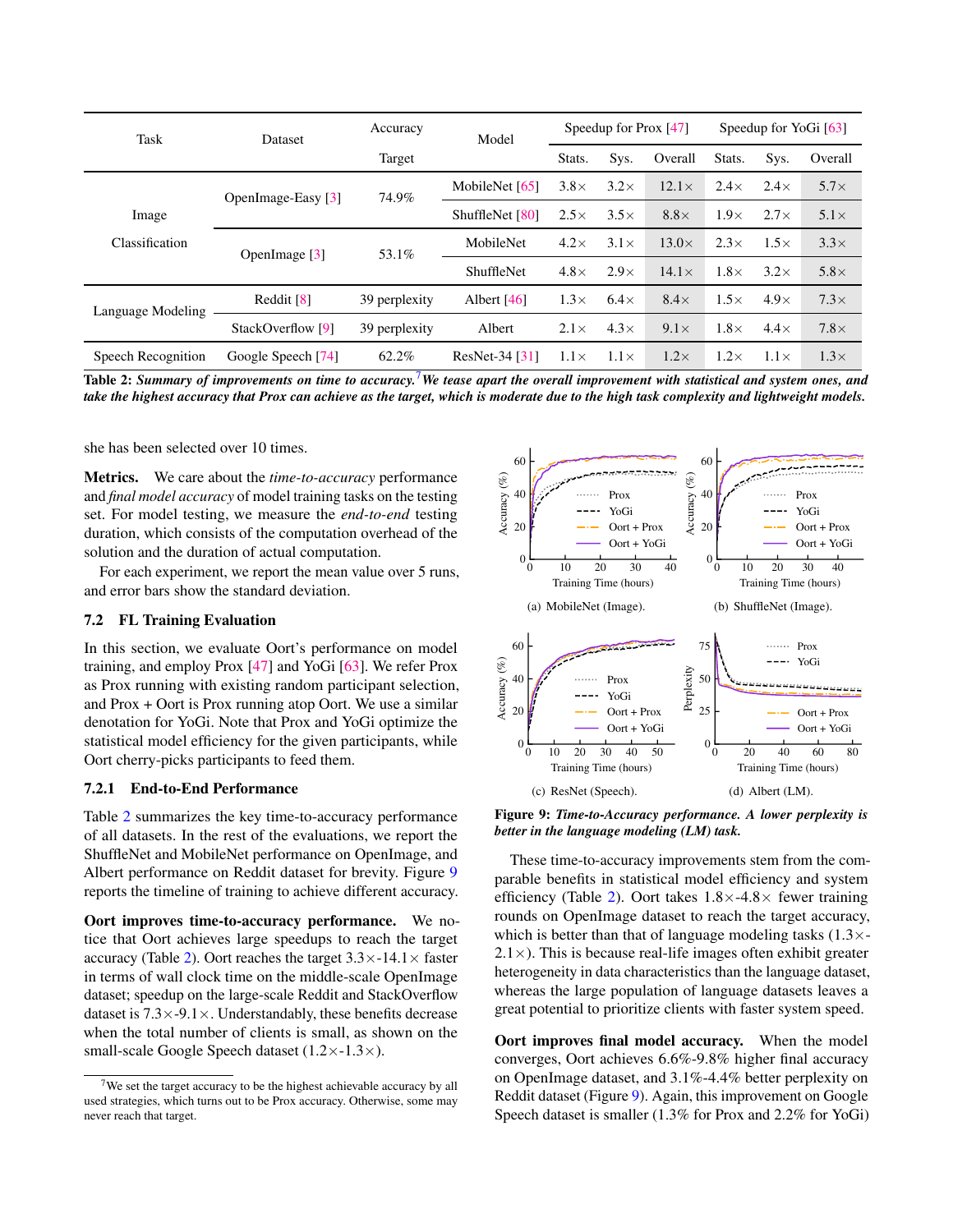| Task | Dataset | Accuracy Target | Model | Speedup for Prox [47] | | | Speedup for YoGi [63] | | |
|---|---|---|---|---|---|---|---|---|---|
| | | | | Stats. | Sys. | Overall | Stats. | Sys. | Overall |
| Image Classification | OpenImage-Easy [3] | 74.9% | MobileNet [65] | 3.8× | 3.2× | 12.1× | 2.4× | 2.4× | 5.7× |
| | | | ShuffleNet [80] | 2.5× | 3.5× | 8.8× | 1.9× | 2.7× | 5.1× |
| | OpenImage [3] | 53.1% | MobileNet | 4.2× | 3.1× | 13.0× | 2.3× | 1.5× | 3.3× |
| | | | ShuffleNet | 4.8× | 2.9× | 14.1× | 1.8× | 3.2× | 5.8× |
| Language Modeling | Reddit [8] | 39 perplexity | Albert [46] | 1.3× | 6.4× | 8.4× | 1.5× | 4.9× | 7.3× |
| | StackOverflow [9] | 39 perplexity | Albert | 2.1× | 4.3× | 9.1× | 1.8× | 4.4× | 7.8× |
| Speech Recognition | Google Speech [74] | 62.2% | ResNet-34 [31] | 1.1× | 1.1× | 1.2× | 1.2× | 1.1× | 1.3× |

**Table 2:** ***Summary of improvements on time to accuracy.***[7] ***We tease apart the overall improvement with statistical and system ones, and take the highest accuracy that Prox can achieve as the target, which is moderate due to the high task complexity and lightweight models.***

she has been selected over 10 times.

**Metrics.** We care about the *time-to-accuracy* performance and *final model accuracy* of model training tasks on the testing set. For model testing, we measure the *end-to-end* testing duration, which consists of the computation overhead of the solution and the duration of actual computation.

For each experiment, we report the mean value over 5 runs, and error bars show the standard deviation.

### 7.2 FL Training Evaluation

In this section, we evaluate Oort's performance on model training, and employ Prox [47] and YoGi [63]. We refer Prox as Prox running with existing random participant selection, and Prox + Oort is Prox running atop Oort. We use a similar denotation for YoGi. Note that Prox and YoGi optimize the statistical model efficiency for the given participants, while Oort cherry-picks participants to feed them.

#### 7.2.1 End-to-End Performance

Table 2 summarizes the key time-to-accuracy performance of all datasets. In the rest of the evaluations, we report the ShuffleNet and MobileNet performance on OpenImage, and Albert performance on Reddit dataset for brevity. Figure 9 reports the timeline of training to achieve different accuracy.

**Oort improves time-to-accuracy performance.** We notice that Oort achieves large speedups to reach the target accuracy (Table 2). Oort reaches the target 3.3×-14.1× faster in terms of wall clock time on the middle-scale OpenImage dataset; speedup on the large-scale Reddit and StackOverflow dataset is 7.3×-9.1×. Understandably, these benefits decrease when the total number of clients is small, as shown on the small-scale Google Speech dataset (1.2×-1.3×).

[7] We set the target accuracy to be the highest achievable accuracy by all used strategies, which turns out to be Prox accuracy. Otherwise, some may never reach that target.

(a) MobileNet (Image). (b) ShuffleNet (Image). (c) ResNet (Speech). (d) Albert (LM).

**Figure 9:** ***Time-to-Accuracy performance. A lower perplexity is better in the language modeling (LM) task.***

These time-to-accuracy improvements stem from the comparable benefits in statistical model efficiency and system efficiency (Table 2). Oort takes 1.8×-4.8× fewer training rounds on OpenImage dataset to reach the target accuracy, which is better than that of language modeling tasks (1.3×-2.1×). This is because real-life images often exhibit greater heterogeneity in data characteristics than the language dataset, whereas the large population of language datasets leaves a great potential to prioritize clients with faster system speed.

**Oort improves final model accuracy.** When the model converges, Oort achieves 6.6%-9.8% higher final accuracy on OpenImage dataset, and 3.1%-4.4% better perplexity on Reddit dataset (Figure 9). Again, this improvement on Google Speech dataset is smaller (1.3% for Prox and 2.2% for YoGi)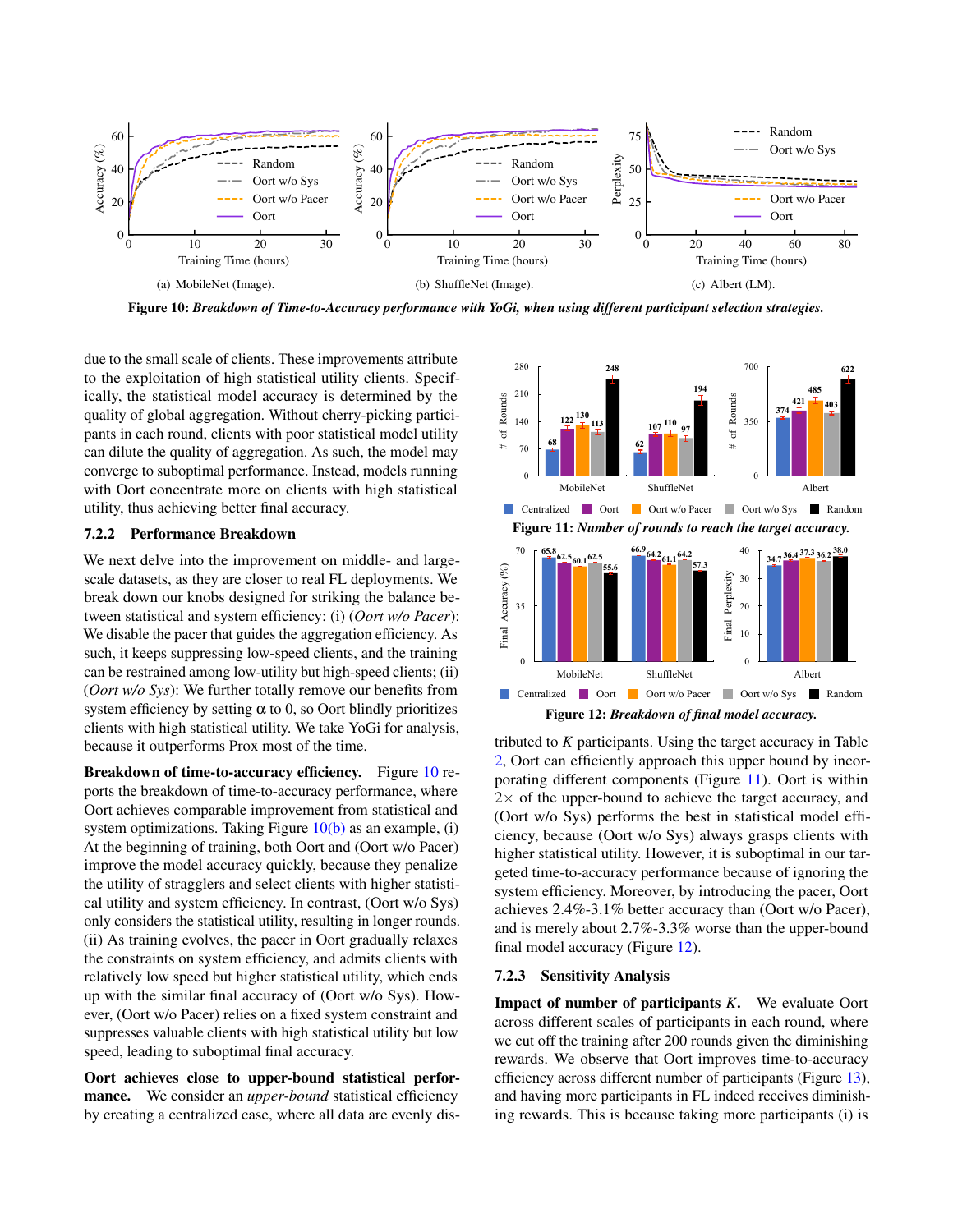Figure 10: *Breakdown of Time-to-Accuracy performance with YoGi, when using different participant selection strategies.*

(a) MobileNet (Image). (b) ShuffleNet (Image). (c) Albert (LM).

due to the small scale of clients. These improvements attribute to the exploitation of high statistical utility clients. Specifically, the statistical model accuracy is determined by the quality of global aggregation. Without cherry-picking participants in each round, clients with poor statistical model utility can dilute the quality of aggregation. As such, the model may converge to suboptimal performance. Instead, models running with Oort concentrate more on clients with high statistical utility, thus achieving better final accuracy.

### 7.2.2 Performance Breakdown

We next delve into the improvement on middle- and large-scale datasets, as they are closer to real FL deployments. We break down our knobs designed for striking the balance between statistical and system efficiency: (i) (*Oort w/o Pacer*): We disable the pacer that guides the aggregation efficiency. As such, it keeps suppressing low-speed clients, and the training can be restrained among low-utility but high-speed clients; (ii) (*Oort w/o Sys*): We further totally remove our benefits from system efficiency by setting $\alpha$ to 0, so Oort blindly prioritizes clients with high statistical utility. We take YoGi for analysis, because it outperforms Prox most of the time.

**Breakdown of time-to-accuracy efficiency.** Figure 10 reports the breakdown of time-to-accuracy performance, where Oort achieves comparable improvement from statistical and system optimizations. Taking Figure 10(b) as an example, (i) At the beginning of training, both Oort and (Oort w/o Pacer) improve the model accuracy quickly, because they penalize the utility of stragglers and select clients with higher statistical utility and system efficiency. In contrast, (Oort w/o Sys) only considers the statistical utility, resulting in longer rounds. (ii) As training evolves, the pacer in Oort gradually relaxes the constraints on system efficiency, and admits clients with relatively low speed but higher statistical utility, which ends up with the similar final accuracy of (Oort w/o Sys). However, (Oort w/o Pacer) relies on a fixed system constraint and suppresses valuable clients with high statistical utility but low speed, leading to suboptimal final accuracy.

**Oort achieves close to upper-bound statistical performance.** We consider an *upper-bound* statistical efficiency by creating a centralized case, where all data are evenly distributed to $K$ participants. Using the target accuracy in Table 2, Oort can efficiently approach this upper bound by incorporating different components (Figure 11). Oort is within $2\times$ of the upper-bound to achieve the target accuracy, and (Oort w/o Sys) performs the best in statistical model efficiency, because (Oort w/o Sys) always grasps clients with higher statistical utility. However, it is suboptimal in our targeted time-to-accuracy performance because of ignoring the system efficiency. Moreover, by introducing the pacer, Oort achieves 2.4%-3.1% better accuracy than (Oort w/o Pacer), and is merely about 2.7%-3.3% worse than the upper-bound final model accuracy (Figure 12).

Figure 11: *Number of rounds to reach the target accuracy.*

Figure 12: *Breakdown of final model accuracy.*

### 7.2.3 Sensitivity Analysis

**Impact of number of participants $K$.** We evaluate Oort across different scales of participants in each round, where we cut off the training after 200 rounds given the diminishing rewards. We observe that Oort improves time-to-accuracy efficiency across different number of participants (Figure 13), and having more participants in FL indeed receives diminishing rewards. This is because taking more participants (i) is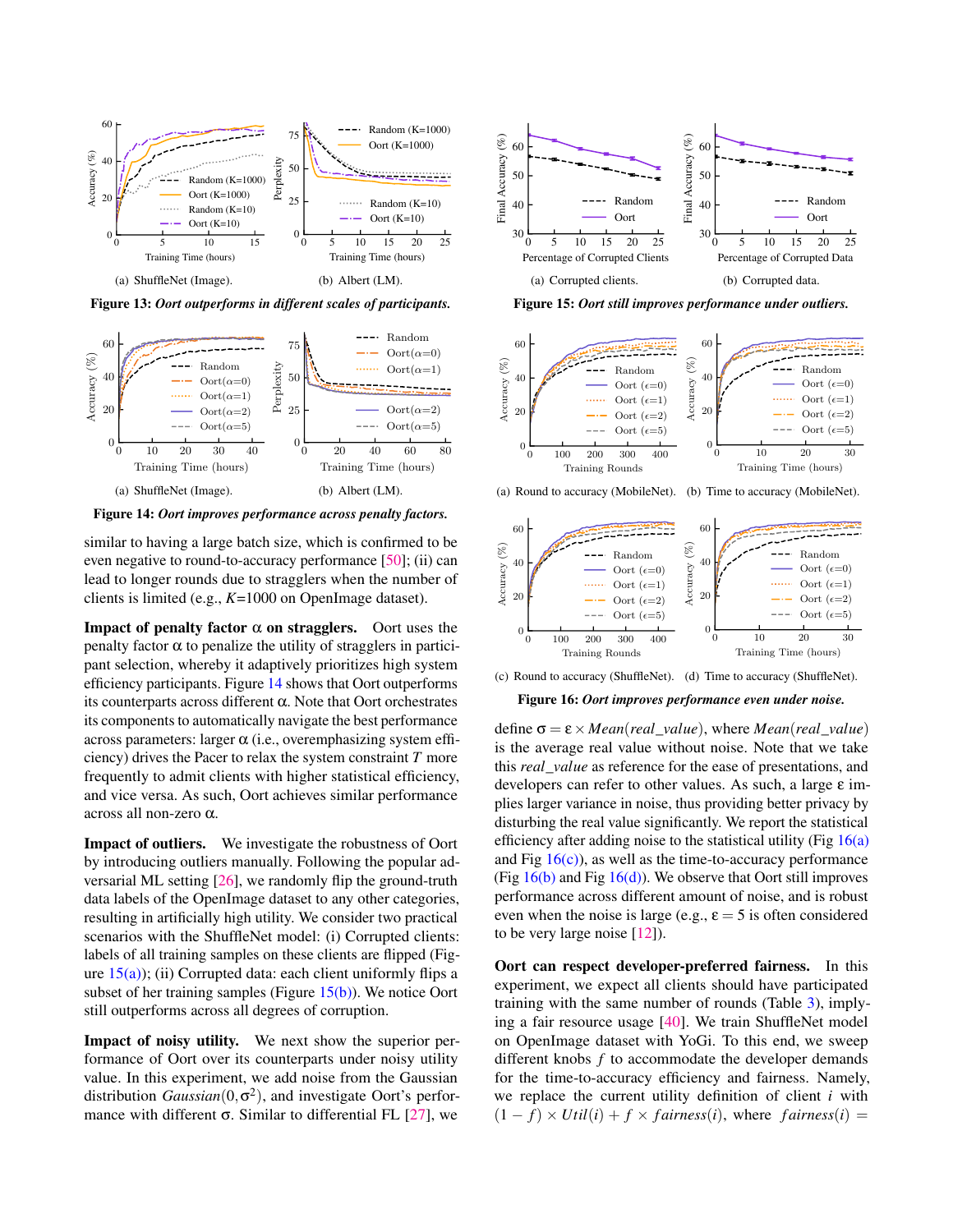(a) ShuffleNet (Image). (b) Albert (LM).

**Figure 13:** ***Oort outperforms in different scales of participants.***

(a) ShuffleNet (Image). (b) Albert (LM).

**Figure 14:** ***Oort improves performance across penalty factors.***

similar to having a large batch size, which is confirmed to be even negative to round-to-accuracy performance [50]; (ii) can lead to longer rounds due to stragglers when the number of clients is limited (e.g., $K$=1000 on OpenImage dataset).

**Impact of penalty factor $\alpha$ on stragglers.** Oort uses the penalty factor $\alpha$ to penalize the utility of stragglers in participant selection, whereby it adaptively prioritizes high system efficiency participants. Figure 14 shows that Oort outperforms its counterparts across different $\alpha$. Note that Oort orchestrates its components to automatically navigate the best performance across parameters: larger $\alpha$ (i.e., overemphasizing system efficiency) drives the Pacer to relax the system constraint $T$ more frequently to admit clients with higher statistical efficiency, and vice versa. As such, Oort achieves similar performance across all non-zero $\alpha$.

**Impact of outliers.** We investigate the robustness of Oort by introducing outliers manually. Following the popular adversarial ML setting [26], we randomly flip the ground-truth data labels of the OpenImage dataset to any other categories, resulting in artificially high utility. We consider two practical scenarios with the ShuffleNet model: (i) Corrupted clients: labels of all training samples on these clients are flipped (Figure 15(a)); (ii) Corrupted data: each client uniformly flips a subset of her training samples (Figure 15(b)). We notice Oort still outperforms across all degrees of corruption.

**Impact of noisy utility.** We next show the superior performance of Oort over its counterparts under noisy utility value. In this experiment, we add noise from the Gaussian distribution $Gaussian(0, \sigma^2)$, and investigate Oort's performance with different $\sigma$. Similar to differential FL [27], we

(a) Corrupted clients. (b) Corrupted data.

**Figure 15:** ***Oort still improves performance under outliers.***

(a) Round to accuracy (MobileNet). (b) Time to accuracy (MobileNet).

(c) Round to accuracy (ShuffleNet). (d) Time to accuracy (ShuffleNet).

**Figure 16:** ***Oort improves performance even under noise.***

define $\sigma = \varepsilon \times Mean(real\_value)$, where $Mean(real\_value)$ is the average real value without noise. Note that we take this *real_value* as reference for the ease of presentations, and developers can refer to other values. As such, a large $\varepsilon$ implies larger variance in noise, thus providing better privacy by disturbing the real value significantly. We report the statistical efficiency after adding noise to the statistical utility (Fig 16(a) and Fig 16(c)), as well as the time-to-accuracy performance (Fig 16(b) and Fig 16(d)). We observe that Oort still improves performance across different amount of noise, and is robust even when the noise is large (e.g., $\varepsilon = 5$ is often considered to be very large noise [12]).

**Oort can respect developer-preferred fairness.** In this experiment, we expect all clients should have participated training with the same number of rounds (Table 3), implying a fair resource usage [40]. We train ShuffleNet model on OpenImage dataset with YoGi. To this end, we sweep different knobs $f$ to accommodate the developer demands for the time-to-accuracy efficiency and fairness. Namely, we replace the current utility definition of client $i$ with $(1-f) \times Util(i) + f \times fairness(i)$, where $fairness(i) =$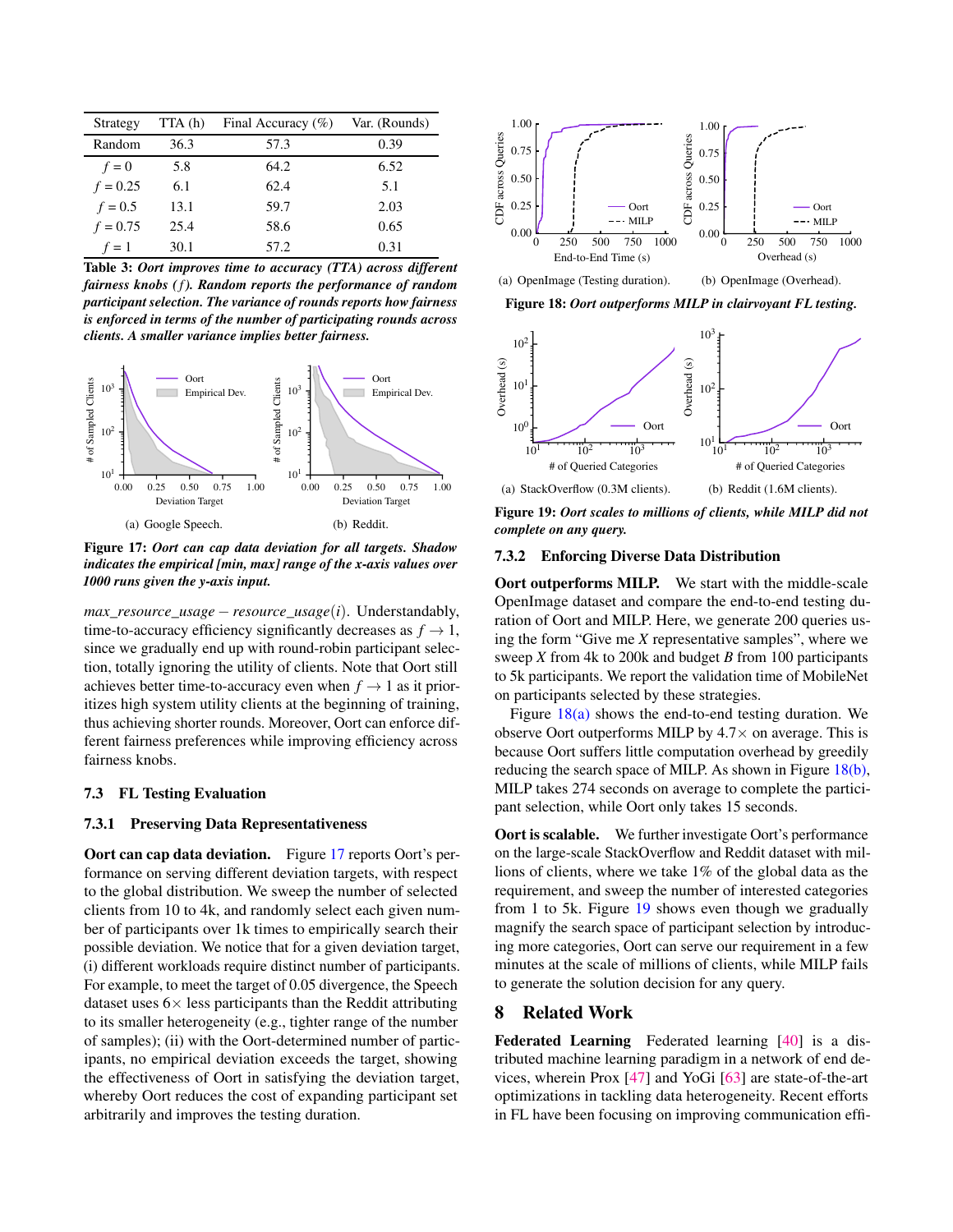| Strategy | TTA (h) | Final Accuracy (%) | Var. (Rounds) |
|---|---|---|---|
| Random | 36.3 | 57.3 | 0.39 |
| $f = 0$ | 5.8 | 64.2 | 6.52 |
| $f = 0.25$ | 6.1 | 62.4 | 5.1 |
| $f = 0.5$ | 13.1 | 59.7 | 2.03 |
| $f = 0.75$ | 25.4 | 58.6 | 0.65 |
| $f = 1$ | 30.1 | 57.2 | 0.31 |

**Table 3:** ***Oort improves time to accuracy (TTA) across different fairness knobs ($f$). Random reports the performance of random participant selection. The variance of rounds reports how fairness is enforced in terms of the number of participating rounds across clients. A smaller variance implies better fairness.***

(a) Google Speech. (b) Reddit.

**Figure 17:** ***Oort can cap data deviation for all targets. Shadow indicates the empirical [min, max] range of the x-axis values over 1000 runs given the y-axis input.***

$max\_resource\_usage - resource\_usage(i)$. Understandably, time-to-accuracy efficiency significantly decreases as $f \to 1$, since we gradually end up with round-robin participant selection, totally ignoring the utility of clients. Note that Oort still achieves better time-to-accuracy even when $f \to 1$ as it prioritizes high system utility clients at the beginning of training, thus achieving shorter rounds. Moreover, Oort can enforce different fairness preferences while improving efficiency across fairness knobs.

### 7.3 FL Testing Evaluation

#### 7.3.1 Preserving Data Representativeness

**Oort can cap data deviation.** Figure 17 reports Oort's performance on serving different deviation targets, with respect to the global distribution. We sweep the number of selected clients from 10 to 4k, and randomly select each given number of participants over 1k times to empirically search their possible deviation. We notice that for a given deviation target, (i) different workloads require distinct number of participants. For example, to meet the target of 0.05 divergence, the Speech dataset uses 6× less participants than the Reddit attributing to its smaller heterogeneity (e.g., tighter range of the number of samples); (ii) with the Oort-determined number of participants, no empirical deviation exceeds the target, showing the effectiveness of Oort in satisfying the deviation target, whereby Oort reduces the cost of expanding participant set arbitrarily and improves the testing duration.

(a) OpenImage (Testing duration). (b) OpenImage (Overhead).

**Figure 18:** ***Oort outperforms MILP in clairvoyant FL testing.***

(a) StackOverflow (0.3M clients). (b) Reddit (1.6M clients).

**Figure 19:** ***Oort scales to millions of clients, while MILP did not complete on any query.***

#### 7.3.2 Enforcing Diverse Data Distribution

**Oort outperforms MILP.** We start with the middle-scale OpenImage dataset and compare the end-to-end testing duration of Oort and MILP. Here, we generate 200 queries using the form "Give me $X$ representative samples", where we sweep $X$ from 4k to 200k and budget $B$ from 100 participants to 5k participants. We report the validation time of MobileNet on participants selected by these strategies.

Figure 18(a) shows the end-to-end testing duration. We observe Oort outperforms MILP by 4.7× on average. This is because Oort suffers little computation overhead by greedily reducing the search space of MILP. As shown in Figure 18(b), MILP takes 274 seconds on average to complete the participant selection, while Oort only takes 15 seconds.

**Oort is scalable.** We further investigate Oort's performance on the large-scale StackOverflow and Reddit dataset with millions of clients, where we take 1% of the global data as the requirement, and sweep the number of interested categories from 1 to 5k. Figure 19 shows even though we gradually magnify the search space of participant selection by introducing more categories, Oort can serve our requirement in a few minutes at the scale of millions of clients, while MILP fails to generate the solution decision for any query.

## 8 Related Work

**Federated Learning** Federated learning [40] is a distributed machine learning paradigm in a network of end devices, wherein Prox [47] and YoGi [63] are state-of-the-art optimizations in tackling data heterogeneity. Recent efforts in FL have been focusing on improving communication effi-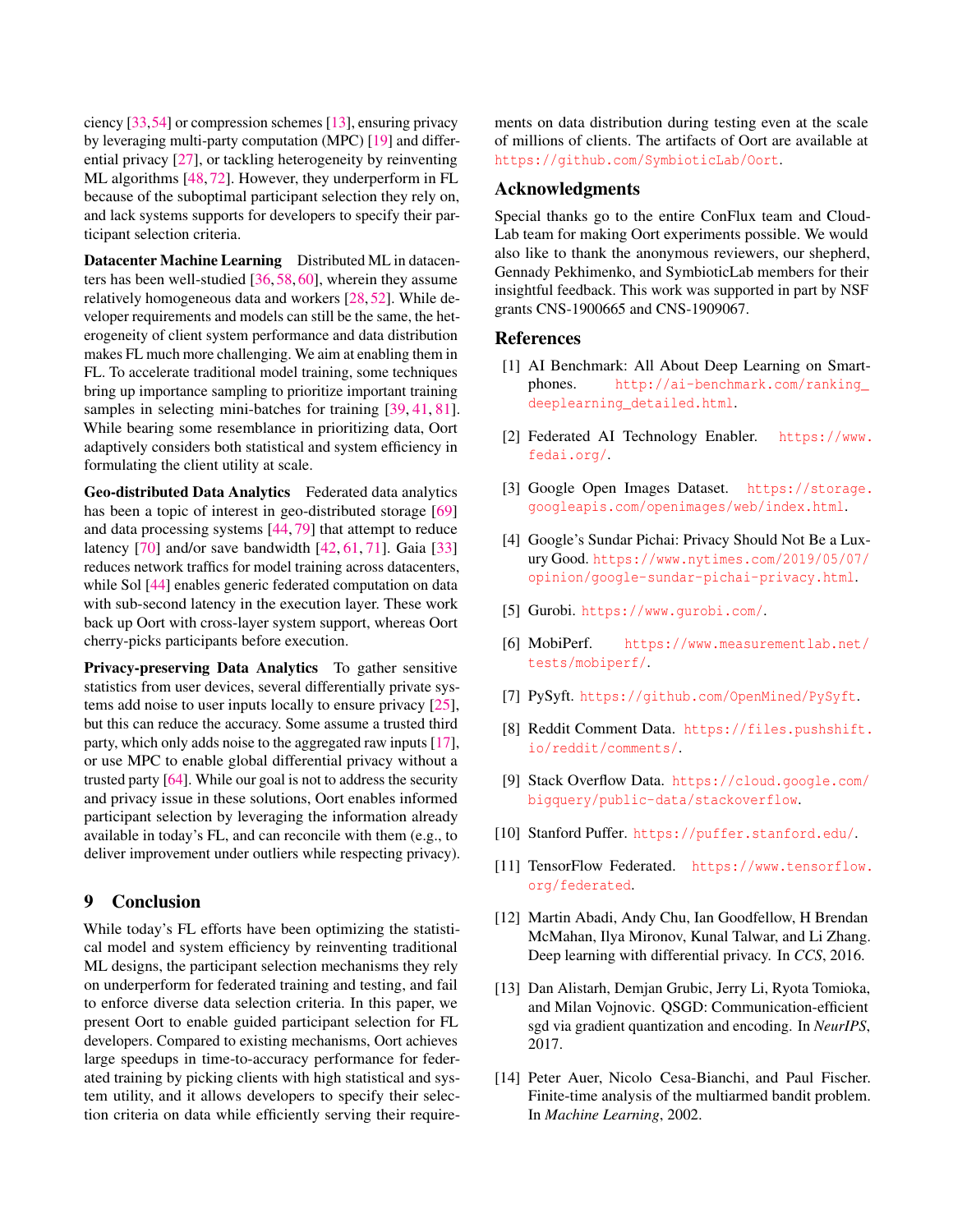ciency [33,54] or compression schemes [13], ensuring privacy by leveraging multi-party computation (MPC) [19] and differential privacy [27], or tackling heterogeneity by reinventing ML algorithms [48,72]. However, they underperform in FL because of the suboptimal participant selection they rely on, and lack systems supports for developers to specify their participant selection criteria.

**Datacenter Machine Learning** Distributed ML in datacenters has been well-studied [36,58,60], wherein they assume relatively homogeneous data and workers [28,52]. While developer requirements and models can still be the same, the heterogeneity of client system performance and data distribution makes FL much more challenging. We aim at enabling them in FL. To accelerate traditional model training, some techniques bring up importance sampling to prioritize important training samples in selecting mini-batches for training [39,41,81]. While bearing some resemblance in prioritizing data, Oort adaptively considers both statistical and system efficiency in formulating the client utility at scale.

**Geo-distributed Data Analytics** Federated data analytics has been a topic of interest in geo-distributed storage [69] and data processing systems [44,79] that attempt to reduce latency [70] and/or save bandwidth [42,61,71]. Gaia [33] reduces network traffics for model training across datacenters, while Sol [44] enables generic federated computation on data with sub-second latency in the execution layer. These work back up Oort with cross-layer system support, whereas Oort cherry-picks participants before execution.

**Privacy-preserving Data Analytics** To gather sensitive statistics from user devices, several differentially private systems add noise to user inputs locally to ensure privacy [25], but this can reduce the accuracy. Some assume a trusted third party, which only adds noise to the aggregated raw inputs [17], or use MPC to enable global differential privacy without a trusted party [64]. While our goal is not to address the security and privacy issue in these solutions, Oort enables informed participant selection by leveraging the information already available in today's FL, and can reconcile with them (e.g., to deliver improvement under outliers while respecting privacy).

## 9 Conclusion

While today's FL efforts have been optimizing the statistical model and system efficiency by reinventing traditional ML designs, the participant selection mechanisms they rely on underperform for federated training and testing, and fail to enforce diverse data selection criteria. In this paper, we present Oort to enable guided participant selection for FL developers. Compared to existing mechanisms, Oort achieves large speedups in time-to-accuracy performance for federated training by picking clients with high statistical and system utility, and it allows developers to specify their selection criteria on data while efficiently serving their requirements on data distribution during testing even at the scale of millions of clients. The artifacts of Oort are available at https://github.com/SymbioticLab/Oort.

## Acknowledgments

Special thanks go to the entire ConFlux team and CloudLab team for making Oort experiments possible. We would also like to thank the anonymous reviewers, our shepherd, Gennady Pekhimenko, and SymbioticLab members for their insightful feedback. This work was supported in part by NSF grants CNS-1900665 and CNS-1909067.

## References

[1] AI Benchmark: All About Deep Learning on Smartphones. http://ai-benchmark.com/ranking_deeplearning_detailed.html.

[2] Federated AI Technology Enabler. https://www.fedai.org/.

[3] Google Open Images Dataset. https://storage.googleapis.com/openimages/web/index.html.

[4] Google's Sundar Pichai: Privacy Should Not Be a Luxury Good. https://www.nytimes.com/2019/05/07/opinion/google-sundar-pichai-privacy.html.

[5] Gurobi. https://www.gurobi.com/.

[6] MobiPerf. https://www.measurementlab.net/tests/mobiperf/.

[7] PySyft. https://github.com/OpenMined/PySyft.

[8] Reddit Comment Data. https://files.pushshift.io/reddit/comments/.

[9] Stack Overflow Data. https://cloud.google.com/bigquery/public-data/stackoverflow.

[10] Stanford Puffer. https://puffer.stanford.edu/.

[11] TensorFlow Federated. https://www.tensorflow.org/federated.

[12] Martin Abadi, Andy Chu, Ian Goodfellow, H Brendan McMahan, Ilya Mironov, Kunal Talwar, and Li Zhang. Deep learning with differential privacy. In *CCS*, 2016.

[13] Dan Alistarh, Demjan Grubic, Jerry Li, Ryota Tomioka, and Milan Vojnovic. QSGD: Communication-efficient sgd via gradient quantization and encoding. In *NeurIPS*, 2017.

[14] Peter Auer, Nicolo Cesa-Bianchi, and Paul Fischer. Finite-time analysis of the multiarmed bandit problem. In *Machine Learning*, 2002.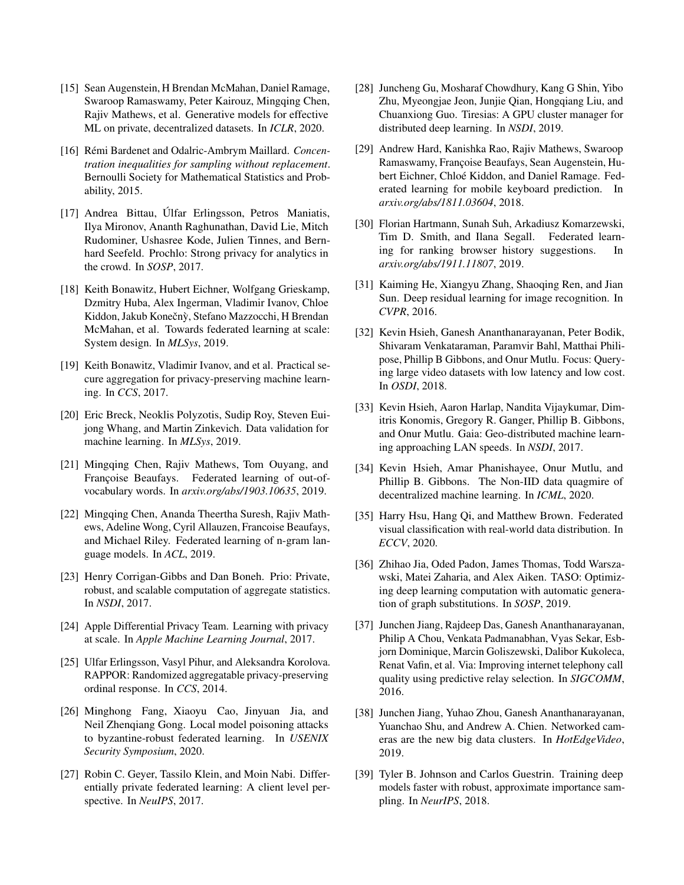[15] Sean Augenstein, H Brendan McMahan, Daniel Ramage, Swaroop Ramaswamy, Peter Kairouz, Mingqing Chen, Rajiv Mathews, et al. Generative models for effective ML on private, decentralized datasets. In *ICLR*, 2020.

[16] Rémi Bardenet and Odalric-Ambrym Maillard. *Concentration inequalities for sampling without replacement*. Bernoulli Society for Mathematical Statistics and Probability, 2015.

[17] Andrea Bittau, Úlfar Erlingsson, Petros Maniatis, Ilya Mironov, Ananth Raghunathan, David Lie, Mitch Rudominer, Ushasree Kode, Julien Tinnes, and Bernhard Seefeld. Prochlo: Strong privacy for analytics in the crowd. In *SOSP*, 2017.

[18] Keith Bonawitz, Hubert Eichner, Wolfgang Grieskamp, Dzmitry Huba, Alex Ingerman, Vladimir Ivanov, Chloe Kiddon, Jakub Konečnỳ, Stefano Mazzocchi, H Brendan McMahan, et al. Towards federated learning at scale: System design. In *MLSys*, 2019.

[19] Keith Bonawitz, Vladimir Ivanov, and et al. Practical secure aggregation for privacy-preserving machine learning. In *CCS*, 2017.

[20] Eric Breck, Neoklis Polyzotis, Sudip Roy, Steven Euijong Whang, and Martin Zinkevich. Data validation for machine learning. In *MLSys*, 2019.

[21] Mingqing Chen, Rajiv Mathews, Tom Ouyang, and Françoise Beaufays. Federated learning of out-of-vocabulary words. In *arxiv.org/abs/1903.10635*, 2019.

[22] Mingqing Chen, Ananda Theertha Suresh, Rajiv Mathews, Adeline Wong, Cyril Allauzen, Francoise Beaufays, and Michael Riley. Federated learning of n-gram language models. In *ACL*, 2019.

[23] Henry Corrigan-Gibbs and Dan Boneh. Prio: Private, robust, and scalable computation of aggregate statistics. In *NSDI*, 2017.

[24] Apple Differential Privacy Team. Learning with privacy at scale. In *Apple Machine Learning Journal*, 2017.

[25] Ulfar Erlingsson, Vasyl Pihur, and Aleksandra Korolova. RAPPOR: Randomized aggregatable privacy-preserving ordinal response. In *CCS*, 2014.

[26] Minghong Fang, Xiaoyu Cao, Jinyuan Jia, and Neil Zhenqiang Gong. Local model poisoning attacks to byzantine-robust federated learning. In *USENIX Security Symposium*, 2020.

[27] Robin C. Geyer, Tassilo Klein, and Moin Nabi. Differentially private federated learning: A client level perspective. In *NeuIPS*, 2017.

[28] Juncheng Gu, Mosharaf Chowdhury, Kang G Shin, Yibo Zhu, Myeongjae Jeon, Junjie Qian, Hongqiang Liu, and Chuanxiong Guo. Tiresias: A GPU cluster manager for distributed deep learning. In *NSDI*, 2019.

[29] Andrew Hard, Kanishka Rao, Rajiv Mathews, Swaroop Ramaswamy, Françoise Beaufays, Sean Augenstein, Hubert Eichner, Chloé Kiddon, and Daniel Ramage. Federated learning for mobile keyboard prediction. In *arxiv.org/abs/1811.03604*, 2018.

[30] Florian Hartmann, Sunah Suh, Arkadiusz Komarzewski, Tim D. Smith, and Ilana Segall. Federated learning for ranking browser history suggestions. In *arxiv.org/abs/1911.11807*, 2019.

[31] Kaiming He, Xiangyu Zhang, Shaoqing Ren, and Jian Sun. Deep residual learning for image recognition. In *CVPR*, 2016.

[32] Kevin Hsieh, Ganesh Ananthanarayanan, Peter Bodik, Shivaram Venkataraman, Paramvir Bahl, Matthai Philipose, Phillip B Gibbons, and Onur Mutlu. Focus: Querying large video datasets with low latency and low cost. In *OSDI*, 2018.

[33] Kevin Hsieh, Aaron Harlap, Nandita Vijaykumar, Dimitris Konomis, Gregory R. Ganger, Phillip B. Gibbons, and Onur Mutlu. Gaia: Geo-distributed machine learning approaching LAN speeds. In *NSDI*, 2017.

[34] Kevin Hsieh, Amar Phanishayee, Onur Mutlu, and Phillip B. Gibbons. The Non-IID data quagmire of decentralized machine learning. In *ICML*, 2020.

[35] Harry Hsu, Hang Qi, and Matthew Brown. Federated visual classification with real-world data distribution. In *ECCV*, 2020.

[36] Zhihao Jia, Oded Padon, James Thomas, Todd Warszawski, Matei Zaharia, and Alex Aiken. TASO: Optimizing deep learning computation with automatic generation of graph substitutions. In *SOSP*, 2019.

[37] Junchen Jiang, Rajdeep Das, Ganesh Ananthanarayanan, Philip A Chou, Venkata Padmanabhan, Vyas Sekar, Esbjorn Dominique, Marcin Goliszewski, Dalibor Kukoleca, Renat Vafin, et al. Via: Improving internet telephony call quality using predictive relay selection. In *SIGCOMM*, 2016.

[38] Junchen Jiang, Yuhao Zhou, Ganesh Ananthanarayanan, Yuanchao Shu, and Andrew A. Chien. Networked cameras are the new big data clusters. In *HotEdgeVideo*, 2019.

[39] Tyler B. Johnson and Carlos Guestrin. Training deep models faster with robust, approximate importance sampling. In *NeurIPS*, 2018.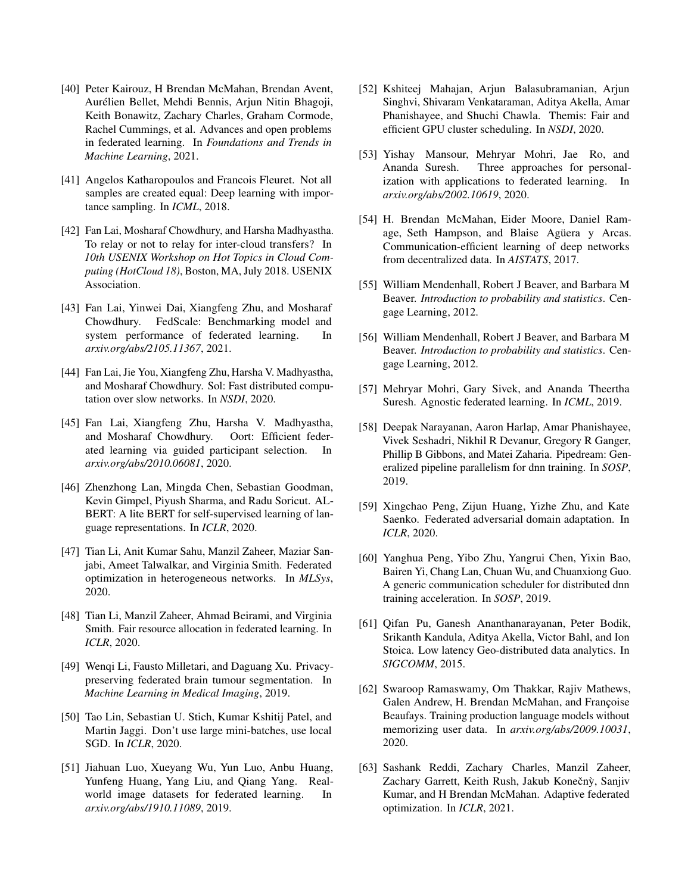[40] Peter Kairouz, H Brendan McMahan, Brendan Avent, Aurélien Bellet, Mehdi Bennis, Arjun Nitin Bhagoji, Keith Bonawitz, Zachary Charles, Graham Cormode, Rachel Cummings, et al. Advances and open problems in federated learning. In *Foundations and Trends in Machine Learning*, 2021.

[41] Angelos Katharopoulos and Francois Fleuret. Not all samples are created equal: Deep learning with importance sampling. In *ICML*, 2018.

[42] Fan Lai, Mosharaf Chowdhury, and Harsha Madhyastha. To relay or not to relay for inter-cloud transfers? In *10th USENIX Workshop on Hot Topics in Cloud Computing (HotCloud 18)*, Boston, MA, July 2018. USENIX Association.

[43] Fan Lai, Yinwei Dai, Xiangfeng Zhu, and Mosharaf Chowdhury. FedScale: Benchmarking model and system performance of federated learning. In *arxiv.org/abs/2105.11367*, 2021.

[44] Fan Lai, Jie You, Xiangfeng Zhu, Harsha V. Madhyastha, and Mosharaf Chowdhury. Sol: Fast distributed computation over slow networks. In *NSDI*, 2020.

[45] Fan Lai, Xiangfeng Zhu, Harsha V. Madhyastha, and Mosharaf Chowdhury. Oort: Efficient federated learning via guided participant selection. In *arxiv.org/abs/2010.06081*, 2020.

[46] Zhenzhong Lan, Mingda Chen, Sebastian Goodman, Kevin Gimpel, Piyush Sharma, and Radu Soricut. ALBERT: A lite BERT for self-supervised learning of language representations. In *ICLR*, 2020.

[47] Tian Li, Anit Kumar Sahu, Manzil Zaheer, Maziar Sanjabi, Ameet Talwalkar, and Virginia Smith. Federated optimization in heterogeneous networks. In *MLSys*, 2020.

[48] Tian Li, Manzil Zaheer, Ahmad Beirami, and Virginia Smith. Fair resource allocation in federated learning. In *ICLR*, 2020.

[49] Wenqi Li, Fausto Milletari, and Daguang Xu. Privacy-preserving federated brain tumour segmentation. In *Machine Learning in Medical Imaging*, 2019.

[50] Tao Lin, Sebastian U. Stich, Kumar Kshitij Patel, and Martin Jaggi. Don't use large mini-batches, use local SGD. In *ICLR*, 2020.

[51] Jiahuan Luo, Xueyang Wu, Yun Luo, Anbu Huang, Yunfeng Huang, Yang Liu, and Qiang Yang. Real-world image datasets for federated learning. In *arxiv.org/abs/1910.11089*, 2019.

[52] Kshiteej Mahajan, Arjun Balasubramanian, Arjun Singhvi, Shivaram Venkataraman, Aditya Akella, Amar Phanishayee, and Shuchi Chawla. Themis: Fair and efficient GPU cluster scheduling. In *NSDI*, 2020.

[53] Yishay Mansour, Mehryar Mohri, Jae Ro, and Ananda Suresh. Three approaches for personalization with applications to federated learning. In *arxiv.org/abs/2002.10619*, 2020.

[54] H. Brendan McMahan, Eider Moore, Daniel Ramage, Seth Hampson, and Blaise Agüera y Arcas. Communication-efficient learning of deep networks from decentralized data. In *AISTATS*, 2017.

[55] William Mendenhall, Robert J Beaver, and Barbara M Beaver. *Introduction to probability and statistics*. Cengage Learning, 2012.

[56] William Mendenhall, Robert J Beaver, and Barbara M Beaver. *Introduction to probability and statistics*. Cengage Learning, 2012.

[57] Mehryar Mohri, Gary Sivek, and Ananda Theertha Suresh. Agnostic federated learning. In *ICML*, 2019.

[58] Deepak Narayanan, Aaron Harlap, Amar Phanishayee, Vivek Seshadri, Nikhil R Devanur, Gregory R Ganger, Phillip B Gibbons, and Matei Zaharia. Pipedream: Generalized pipeline parallelism for dnn training. In *SOSP*, 2019.

[59] Xingchao Peng, Zijun Huang, Yizhe Zhu, and Kate Saenko. Federated adversarial domain adaptation. In *ICLR*, 2020.

[60] Yanghua Peng, Yibo Zhu, Yangrui Chen, Yixin Bao, Bairen Yi, Chang Lan, Chuan Wu, and Chuanxiong Guo. A generic communication scheduler for distributed dnn training acceleration. In *SOSP*, 2019.

[61] Qifan Pu, Ganesh Ananthanarayanan, Peter Bodik, Srikanth Kandula, Aditya Akella, Victor Bahl, and Ion Stoica. Low latency Geo-distributed data analytics. In *SIGCOMM*, 2015.

[62] Swaroop Ramaswamy, Om Thakkar, Rajiv Mathews, Galen Andrew, H. Brendan McMahan, and Françoise Beaufays. Training production language models without memorizing user data. In *arxiv.org/abs/2009.10031*, 2020.

[63] Sashank Reddi, Zachary Charles, Manzil Zaheer, Zachary Garrett, Keith Rush, Jakub Konečný, Sanjiv Kumar, and H Brendan McMahan. Adaptive federated optimization. In *ICLR*, 2021.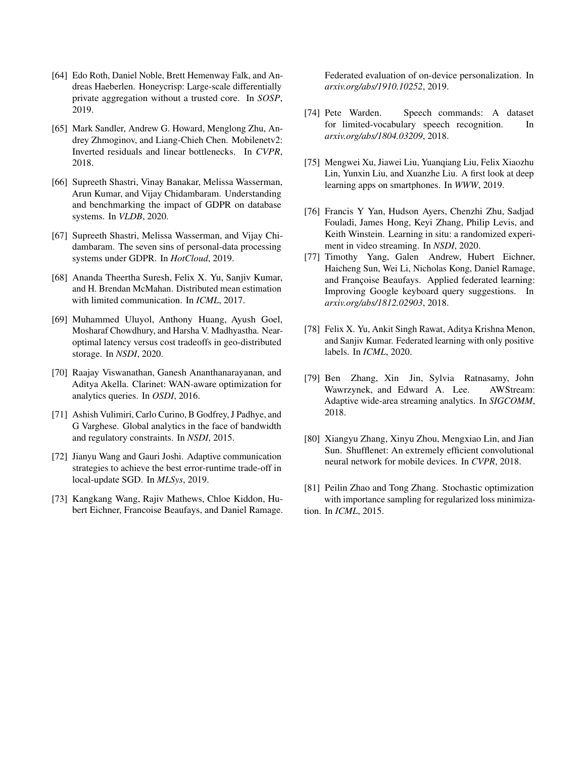[64] Edo Roth, Daniel Noble, Brett Hemenway Falk, and Andreas Haeberlen. Honeycrisp: Large-scale differentially private aggregation without a trusted core. In *SOSP*, 2019.

[65] Mark Sandler, Andrew G. Howard, Menglong Zhu, Andrey Zhmoginov, and Liang-Chieh Chen. Mobilenetv2: Inverted residuals and linear bottlenecks. In *CVPR*, 2018.

[66] Supreeth Shastri, Vinay Banakar, Melissa Wasserman, Arun Kumar, and Vijay Chidambaram. Understanding and benchmarking the impact of GDPR on database systems. In *VLDB*, 2020.

[67] Supreeth Shastri, Melissa Wasserman, and Vijay Chidambaram. The seven sins of personal-data processing systems under GDPR. In *HotCloud*, 2019.

[68] Ananda Theertha Suresh, Felix X. Yu, Sanjiv Kumar, and H. Brendan McMahan. Distributed mean estimation with limited communication. In *ICML*, 2017.

[69] Muhammed Uluyol, Anthony Huang, Ayush Goel, Mosharaf Chowdhury, and Harsha V. Madhyastha. Near-optimal latency versus cost tradeoffs in geo-distributed storage. In *NSDI*, 2020.

[70] Raajay Viswanathan, Ganesh Ananthanarayanan, and Aditya Akella. Clarinet: WAN-aware optimization for analytics queries. In *OSDI*, 2016.

[71] Ashish Vulimiri, Carlo Curino, B Godfrey, J Padhye, and G Varghese. Global analytics in the face of bandwidth and regulatory constraints. In *NSDI*, 2015.

[72] Jianyu Wang and Gauri Joshi. Adaptive communication strategies to achieve the best error-runtime trade-off in local-update SGD. In *MLSys*, 2019.

[73] Kangkang Wang, Rajiv Mathews, Chloe Kiddon, Hubert Eichner, Francoise Beaufays, and Daniel Ramage. Federated evaluation of on-device personalization. In *arxiv.org/abs/1910.10252*, 2019.

[74] Pete Warden. Speech commands: A dataset for limited-vocabulary speech recognition. In *arxiv.org/abs/1804.03209*, 2018.

[75] Mengwei Xu, Jiawei Liu, Yuanqiang Liu, Felix Xiaozhu Lin, Yunxin Liu, and Xuanzhe Liu. A first look at deep learning apps on smartphones. In *WWW*, 2019.

[76] Francis Y Yan, Hudson Ayers, Chenzhi Zhu, Sadjad Fouladi, James Hong, Keyi Zhang, Philip Levis, and Keith Winstein. Learning in situ: a randomized experiment in video streaming. In *NSDI*, 2020.

[77] Timothy Yang, Galen Andrew, Hubert Eichner, Haicheng Sun, Wei Li, Nicholas Kong, Daniel Ramage, and Françoise Beaufays. Applied federated learning: Improving Google keyboard query suggestions. In *arxiv.org/abs/1812.02903*, 2018.

[78] Felix X. Yu, Ankit Singh Rawat, Aditya Krishna Menon, and Sanjiv Kumar. Federated learning with only positive labels. In *ICML*, 2020.

[79] Ben Zhang, Xin Jin, Sylvia Ratnasamy, John Wawrzynek, and Edward A. Lee. AWStream: Adaptive wide-area streaming analytics. In *SIGCOMM*, 2018.

[80] Xiangyu Zhang, Xinyu Zhou, Mengxiao Lin, and Jian Sun. Shufflenet: An extremely efficient convolutional neural network for mobile devices. In *CVPR*, 2018.

[81] Peilin Zhao and Tong Zhang. Stochastic optimization with importance sampling for regularized loss minimization. In *ICML*, 2015.